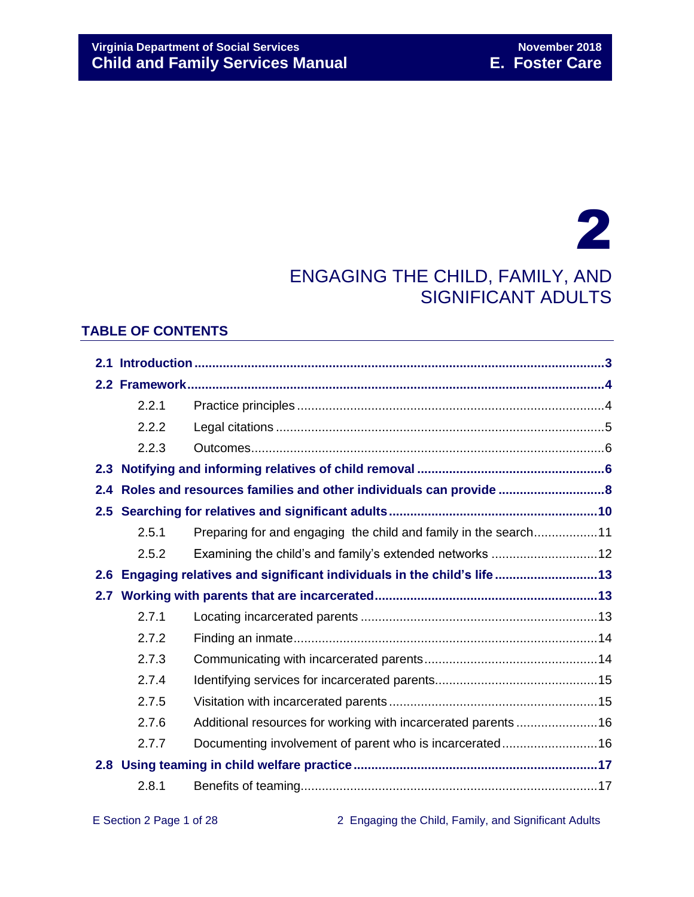# 2

# ENGAGING THE CHILD, FAMILY, AND SIGNIFICANT ADULTS

## TABLE OF CONTENTS

**2.1 Introduction** ........................................................................................................ **3**

**2.2 Framework** ........................................................................................................ **4**

- 2.2.1 Practice principles ........................................................................................ 4
- 2.2.2 Legal citations ............................................................................................... 5
- 2.2.3 Outcomes ...................................................................................................... 6

**2.3 Notifying and informing relatives of child removal** .................................................... **6**

**2.4 Roles and resources families and other individuals can provide** ............................. **8**

**2.5 Searching for relatives and significant adults** ......................................................... **10**

- 2.5.1 Preparing for and engaging the child and family in the search .................. 11
- 2.5.2 Examining the child's and family's extended networks .............................. 12

**2.6 Engaging relatives and significant individuals in the child's life** ............................ **13**

**2.7 Working with parents that are incarcerated** ............................................................. **13**

- 2.7.1 Locating incarcerated parents ..................................................................... 13
- 2.7.2 Finding an inmate ......................................................................................... 14
- 2.7.3 Communicating with incarcerated parents .................................................. 14
- 2.7.4 Identifying services for incarcerated parents ............................................... 15
- 2.7.5 Visitation with incarcerated parents ............................................................ 15
- 2.7.6 Additional resources for working with incarcerated parents ....................... 16
- 2.7.7 Documenting involvement of parent who is incarcerated ........................... 16

**2.8 Using teaming in child welfare practice** .................................................................... **17**

- 2.8.1 Benefits of teaming ...................................................................................... 17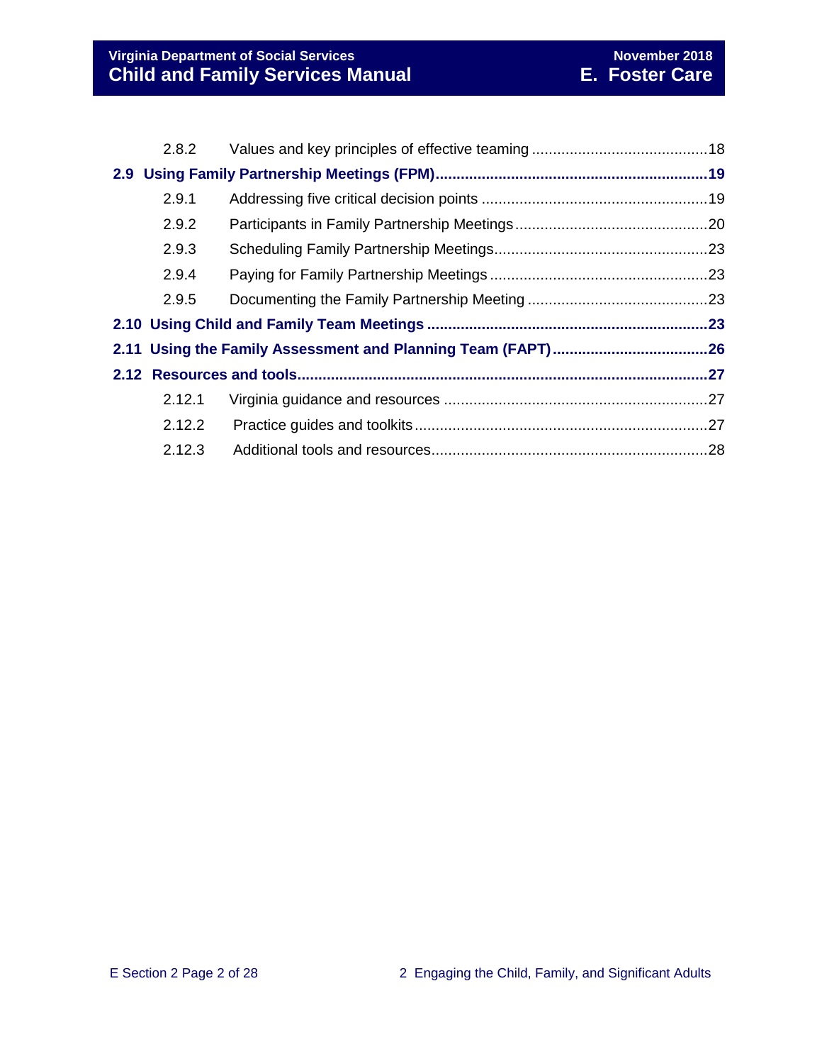2.8.2 Values and key principles of effective teaming .......................................... 18

**2.9 Using Family Partnership Meetings (FPM)................................................................ 19**

2.9.1 Addressing five critical decision points ...................................................... 19

2.9.2 Participants in Family Partnership Meetings ............................................. 20

2.9.3 Scheduling Family Partnership Meetings................................................... 23

2.9.4 Paying for Family Partnership Meetings .................................................... 23

2.9.5 Documenting the Family Partnership Meeting ........................................... 23

**2.10 Using Child and Family Team Meetings .................................................................. 23**

**2.11 Using the Family Assessment and Planning Team (FAPT) ..................................... 26**

**2.12 Resources and tools................................................................................................ 27**

2.12.1 Virginia guidance and resources ............................................................... 27

2.12.2 Practice guides and toolkits ...................................................................... 27

2.12.3 Additional tools and resources.................................................................. 28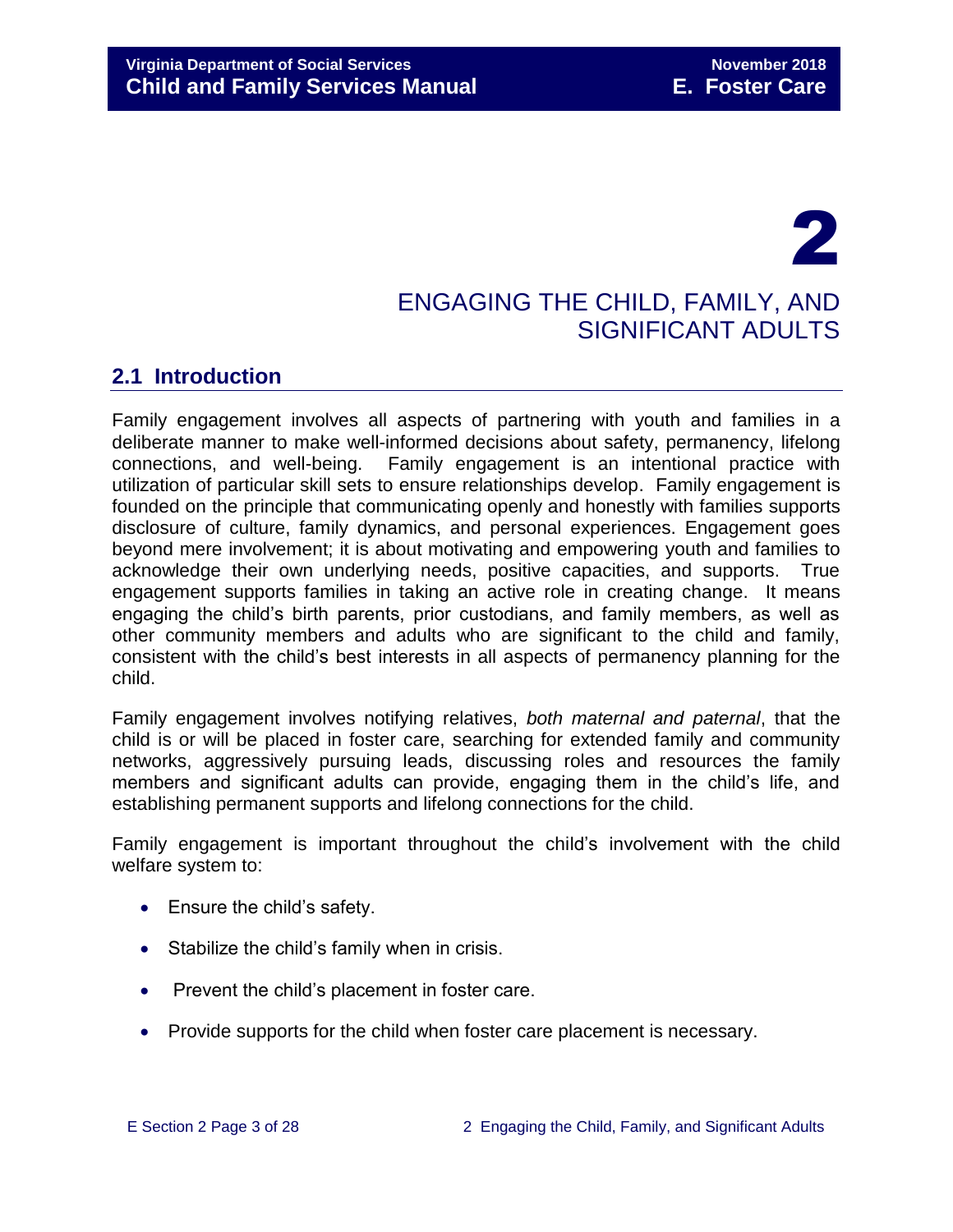# 2

# ENGAGING THE CHILD, FAMILY, AND SIGNIFICANT ADULTS

## 2.1 Introduction

Family engagement involves all aspects of partnering with youth and families in a deliberate manner to make well-informed decisions about safety, permanency, lifelong connections, and well-being. Family engagement is an intentional practice with utilization of particular skill sets to ensure relationships develop. Family engagement is founded on the principle that communicating openly and honestly with families supports disclosure of culture, family dynamics, and personal experiences. Engagement goes beyond mere involvement; it is about motivating and empowering youth and families to acknowledge their own underlying needs, positive capacities, and supports. True engagement supports families in taking an active role in creating change. It means engaging the child's birth parents, prior custodians, and family members, as well as other community members and adults who are significant to the child and family, consistent with the child's best interests in all aspects of permanency planning for the child.

Family engagement involves notifying relatives, *both maternal and paternal*, that the child is or will be placed in foster care, searching for extended family and community networks, aggressively pursuing leads, discussing roles and resources the family members and significant adults can provide, engaging them in the child's life, and establishing permanent supports and lifelong connections for the child.

Family engagement is important throughout the child's involvement with the child welfare system to:

- Ensure the child's safety.
- Stabilize the child's family when in crisis.
- Prevent the child's placement in foster care.
- Provide supports for the child when foster care placement is necessary.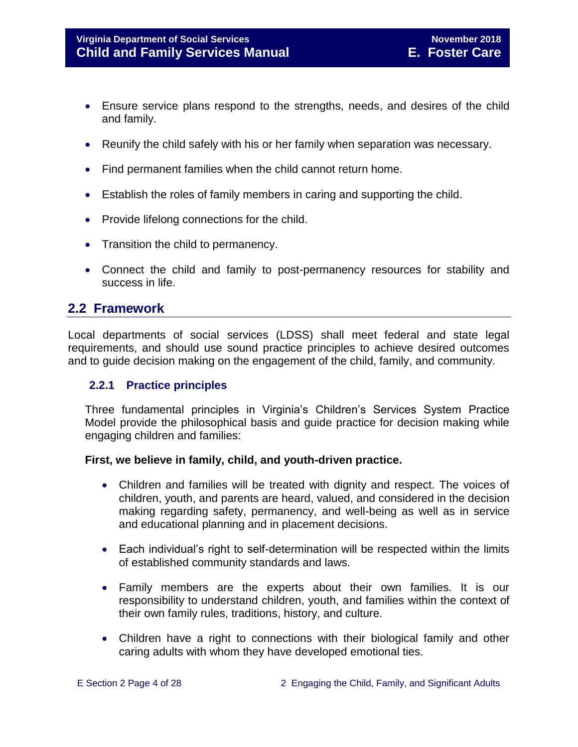- Ensure service plans respond to the strengths, needs, and desires of the child and family.
- Reunify the child safely with his or her family when separation was necessary.
- Find permanent families when the child cannot return home.
- Establish the roles of family members in caring and supporting the child.
- Provide lifelong connections for the child.
- Transition the child to permanency.
- Connect the child and family to post-permanency resources for stability and success in life.

## 2.2 Framework

Local departments of social services (LDSS) shall meet federal and state legal requirements, and should use sound practice principles to achieve desired outcomes and to guide decision making on the engagement of the child, family, and community.

### 2.2.1 Practice principles

Three fundamental principles in Virginia's Children's Services System Practice Model provide the philosophical basis and guide practice for decision making while engaging children and families:

**First, we believe in family, child, and youth-driven practice.**

- Children and families will be treated with dignity and respect. The voices of children, youth, and parents are heard, valued, and considered in the decision making regarding safety, permanency, and well-being as well as in service and educational planning and in placement decisions.
- Each individual's right to self-determination will be respected within the limits of established community standards and laws.
- Family members are the experts about their own families. It is our responsibility to understand children, youth, and families within the context of their own family rules, traditions, history, and culture.
- Children have a right to connections with their biological family and other caring adults with whom they have developed emotional ties.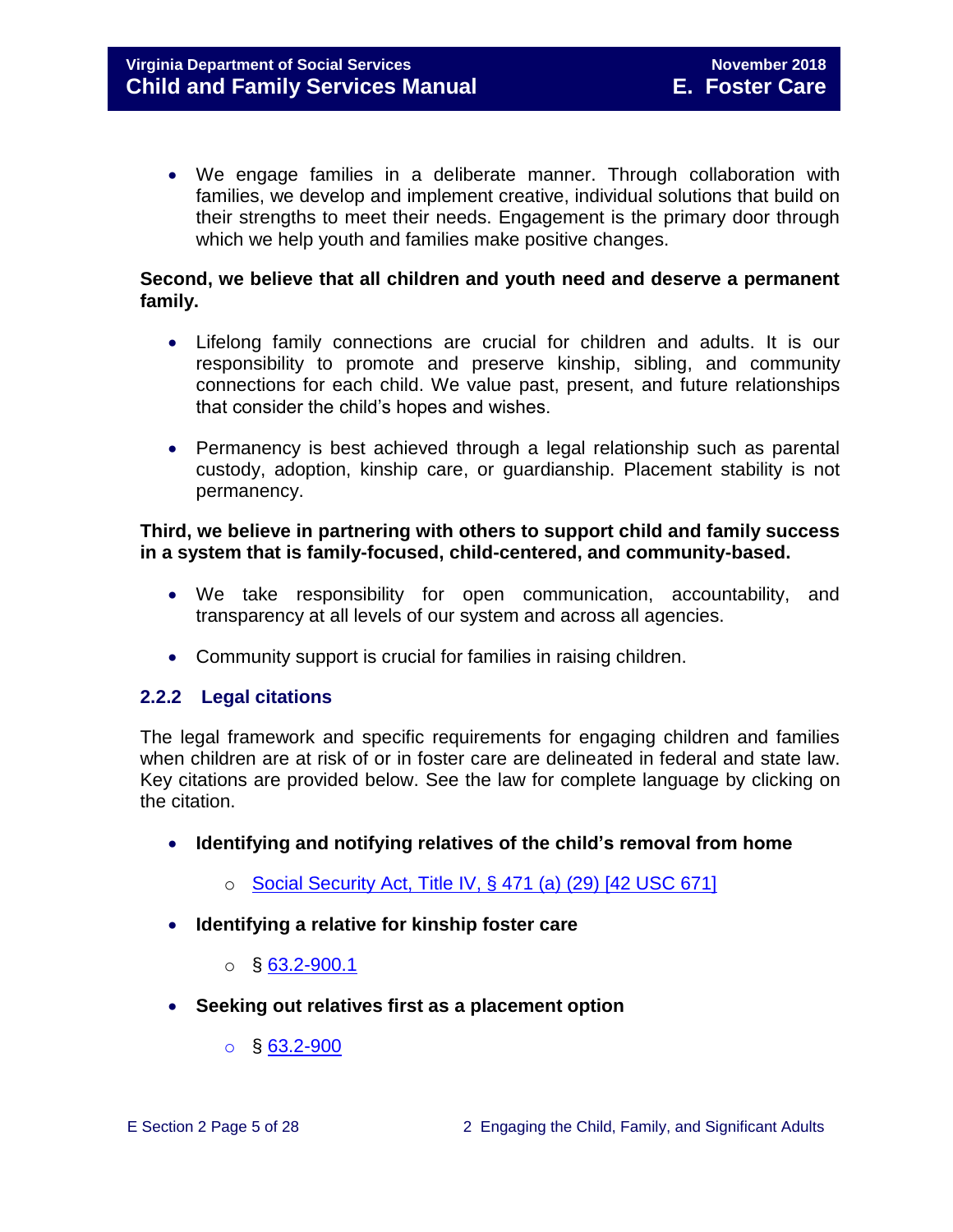- We engage families in a deliberate manner. Through collaboration with families, we develop and implement creative, individual solutions that build on their strengths to meet their needs. Engagement is the primary door through which we help youth and families make positive changes.

**Second, we believe that all children and youth need and deserve a permanent family.**

- Lifelong family connections are crucial for children and adults. It is our responsibility to promote and preserve kinship, sibling, and community connections for each child. We value past, present, and future relationships that consider the child's hopes and wishes.

- Permanency is best achieved through a legal relationship such as parental custody, adoption, kinship care, or guardianship. Placement stability is not permanency.

**Third, we believe in partnering with others to support child and family success in a system that is family-focused, child-centered, and community-based.**

- We take responsibility for open communication, accountability, and transparency at all levels of our system and across all agencies.

- Community support is crucial for families in raising children.

### 2.2.2 Legal citations

The legal framework and specific requirements for engaging children and families when children are at risk of or in foster care are delineated in federal and state law. Key citations are provided below. See the law for complete language by clicking on the citation.

- **Identifying and notifying relatives of the child's removal from home**
  - Social Security Act, Title IV, § 471 (a) (29) [42 USC 671]

- **Identifying a relative for kinship foster care**
  - § 63.2-900.1

- **Seeking out relatives first as a placement option**
  - § 63.2-900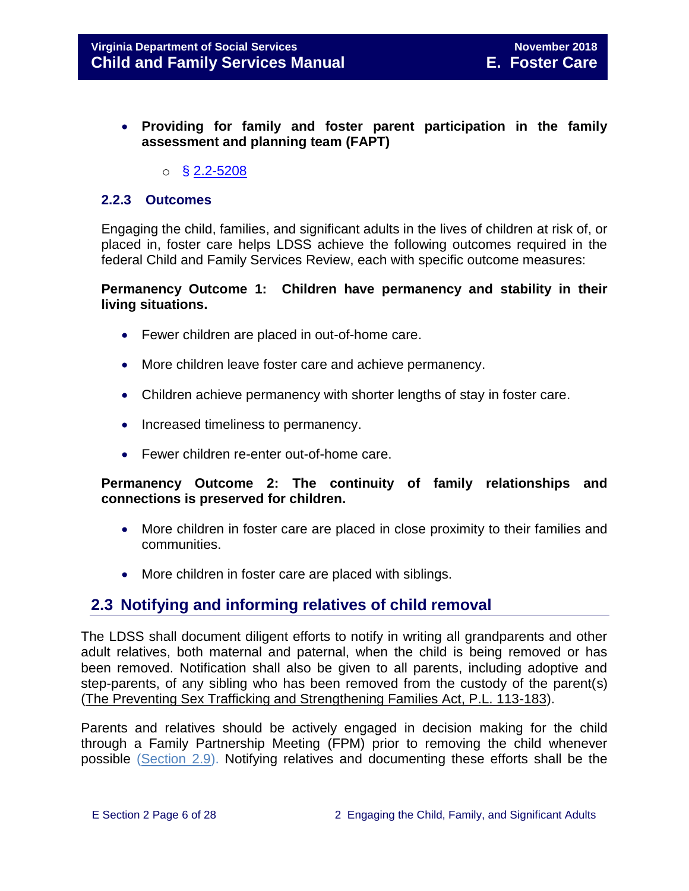- **Providing for family and foster parent participation in the family assessment and planning team (FAPT)**
    - § 2.2-5208

### 2.2.3 Outcomes

Engaging the child, families, and significant adults in the lives of children at risk of, or placed in, foster care helps LDSS achieve the following outcomes required in the federal Child and Family Services Review, each with specific outcome measures:

**Permanency Outcome 1: Children have permanency and stability in their living situations.**

- Fewer children are placed in out-of-home care.
- More children leave foster care and achieve permanency.
- Children achieve permanency with shorter lengths of stay in foster care.
- Increased timeliness to permanency.
- Fewer children re-enter out-of-home care.

**Permanency Outcome 2: The continuity of family relationships and connections is preserved for children.**

- More children in foster care are placed in close proximity to their families and communities.
- More children in foster care are placed with siblings.

## 2.3 Notifying and informing relatives of child removal

The LDSS shall document diligent efforts to notify in writing all grandparents and other adult relatives, both maternal and paternal, when the child is being removed or has been removed. Notification shall also be given to all parents, including adoptive and step-parents, of any sibling who has been removed from the custody of the parent(s) (The Preventing Sex Trafficking and Strengthening Families Act, P.L. 113-183).

Parents and relatives should be actively engaged in decision making for the child through a Family Partnership Meeting (FPM) prior to removing the child whenever possible (Section 2.9). Notifying relatives and documenting these efforts shall be the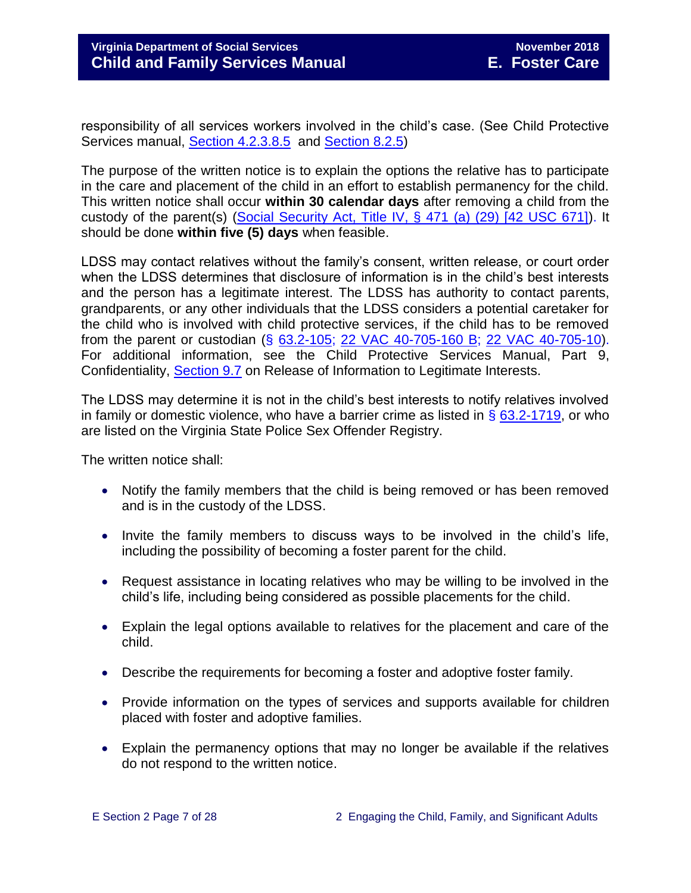responsibility of all services workers involved in the child's case. (See Child Protective Services manual, Section 4.2.3.8.5 and Section 8.2.5)

The purpose of the written notice is to explain the options the relative has to participate in the care and placement of the child in an effort to establish permanency for the child. This written notice shall occur **within 30 calendar days** after removing a child from the custody of the parent(s) (Social Security Act, Title IV, § 471 (a) (29) [42 USC 671]). It should be done **within five (5) days** when feasible.

LDSS may contact relatives without the family's consent, written release, or court order when the LDSS determines that disclosure of information is in the child's best interests and the person has a legitimate interest. The LDSS has authority to contact parents, grandparents, or any other individuals that the LDSS considers a potential caretaker for the child who is involved with child protective services, if the child has to be removed from the parent or custodian (§ 63.2-105; 22 VAC 40-705-160 B; 22 VAC 40-705-10). For additional information, see the Child Protective Services Manual, Part 9, Confidentiality, Section 9.7 on Release of Information to Legitimate Interests.

The LDSS may determine it is not in the child's best interests to notify relatives involved in family or domestic violence, who have a barrier crime as listed in § 63.2-1719, or who are listed on the Virginia State Police Sex Offender Registry.

The written notice shall:

- Notify the family members that the child is being removed or has been removed and is in the custody of the LDSS.
- Invite the family members to discuss ways to be involved in the child's life, including the possibility of becoming a foster parent for the child.
- Request assistance in locating relatives who may be willing to be involved in the child's life, including being considered as possible placements for the child.
- Explain the legal options available to relatives for the placement and care of the child.
- Describe the requirements for becoming a foster and adoptive foster family.
- Provide information on the types of services and supports available for children placed with foster and adoptive families.
- Explain the permanency options that may no longer be available if the relatives do not respond to the written notice.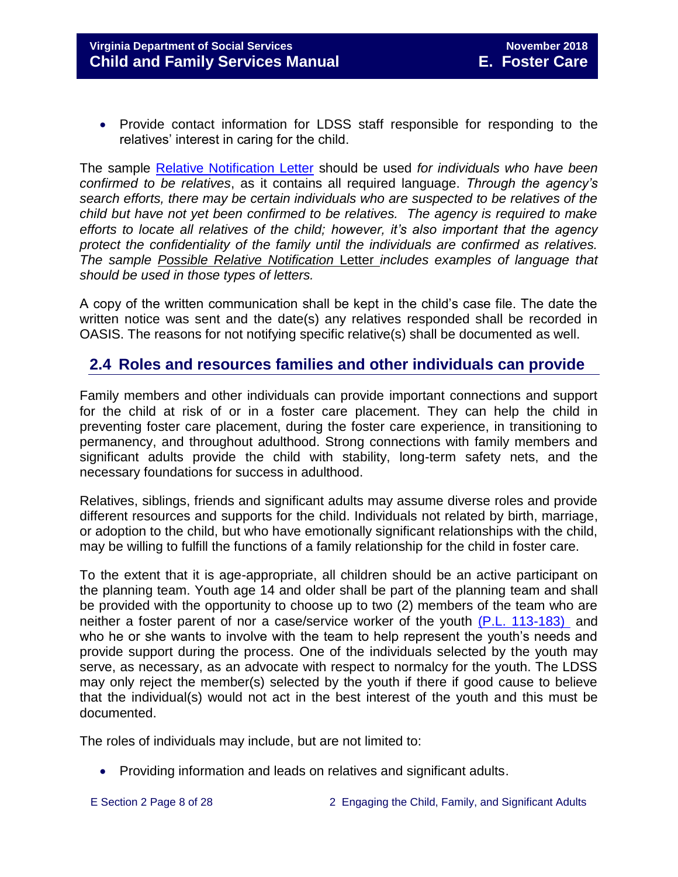- Provide contact information for LDSS staff responsible for responding to the relatives' interest in caring for the child.

The sample [Relative Notification Letter](#) should be used *for individuals who have been confirmed to be relatives*, as it contains all required language. *Through the agency's search efforts, there may be certain individuals who are suspected to be relatives of the child but have not yet been confirmed to be relatives. The agency is required to make efforts to locate all relatives of the child; however, it's also important that the agency protect the confidentiality of the family until the individuals are confirmed as relatives. The sample Possible Relative Notification* Letter *includes examples of language that should be used in those types of letters.*

A copy of the written communication shall be kept in the child's case file. The date the written notice was sent and the date(s) any relatives responded shall be recorded in OASIS. The reasons for not notifying specific relative(s) shall be documented as well.

## 2.4 Roles and resources families and other individuals can provide

Family members and other individuals can provide important connections and support for the child at risk of or in a foster care placement. They can help the child in preventing foster care placement, during the foster care experience, in transitioning to permanency, and throughout adulthood. Strong connections with family members and significant adults provide the child with stability, long-term safety nets, and the necessary foundations for success in adulthood.

Relatives, siblings, friends and significant adults may assume diverse roles and provide different resources and supports for the child. Individuals not related by birth, marriage, or adoption to the child, but who have emotionally significant relationships with the child, may be willing to fulfill the functions of a family relationship for the child in foster care.

To the extent that it is age-appropriate, all children should be an active participant on the planning team. Youth age 14 and older shall be part of the planning team and shall be provided with the opportunity to choose up to two (2) members of the team who are neither a foster parent of nor a case/service worker of the youth [(P.L. 113-183)](#) and who he or she wants to involve with the team to help represent the youth's needs and provide support during the process. One of the individuals selected by the youth may serve, as necessary, as an advocate with respect to normalcy for the youth. The LDSS may only reject the member(s) selected by the youth if there if good cause to believe that the individual(s) would not act in the best interest of the youth and this must be documented.

The roles of individuals may include, but are not limited to:

- Providing information and leads on relatives and significant adults.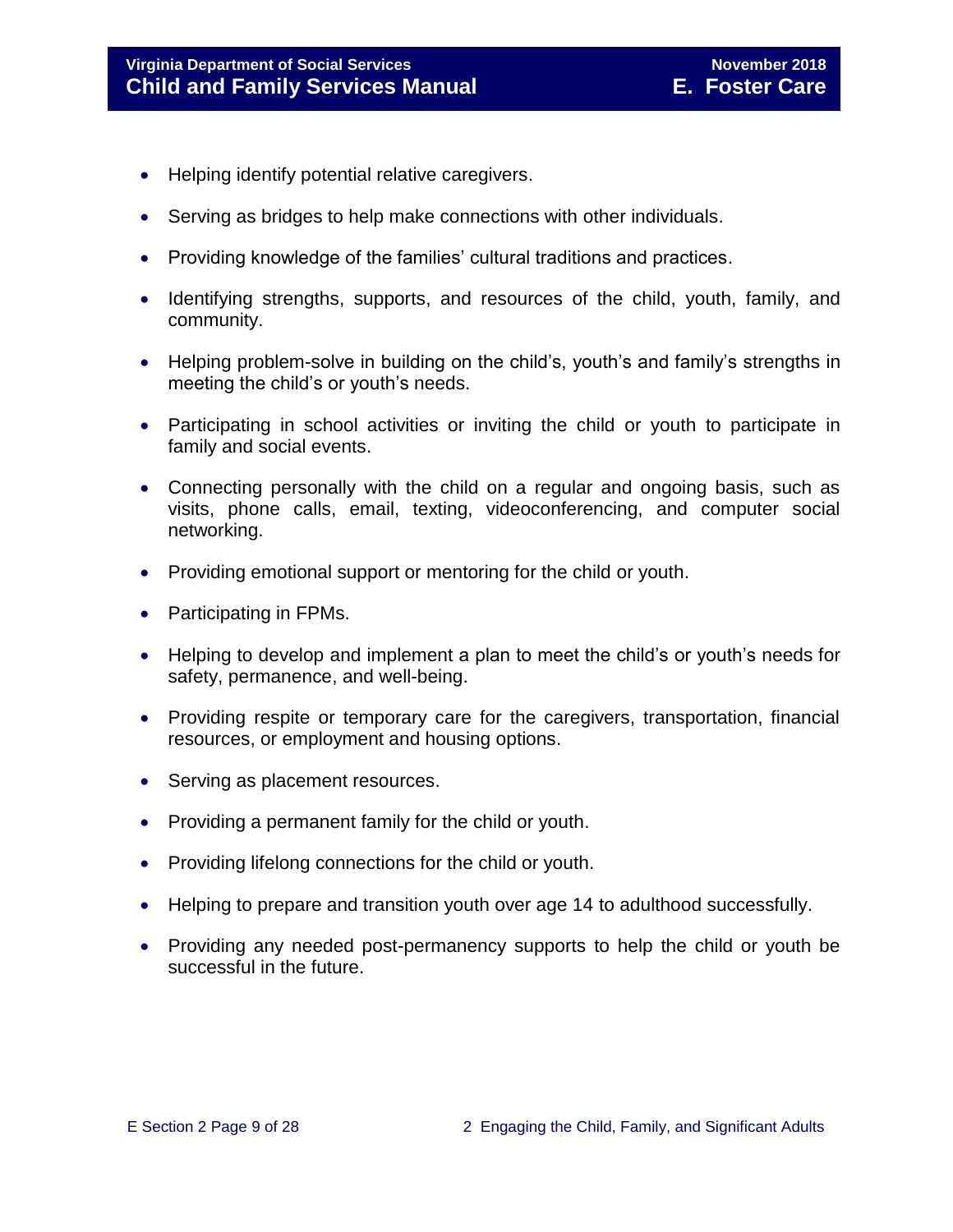- Helping identify potential relative caregivers.
- Serving as bridges to help make connections with other individuals.
- Providing knowledge of the families' cultural traditions and practices.
- Identifying strengths, supports, and resources of the child, youth, family, and community.
- Helping problem-solve in building on the child's, youth's and family's strengths in meeting the child's or youth's needs.
- Participating in school activities or inviting the child or youth to participate in family and social events.
- Connecting personally with the child on a regular and ongoing basis, such as visits, phone calls, email, texting, videoconferencing, and computer social networking.
- Providing emotional support or mentoring for the child or youth.
- Participating in FPMs.
- Helping to develop and implement a plan to meet the child's or youth's needs for safety, permanence, and well-being.
- Providing respite or temporary care for the caregivers, transportation, financial resources, or employment and housing options.
- Serving as placement resources.
- Providing a permanent family for the child or youth.
- Providing lifelong connections for the child or youth.
- Helping to prepare and transition youth over age 14 to adulthood successfully.
- Providing any needed post-permanency supports to help the child or youth be successful in the future.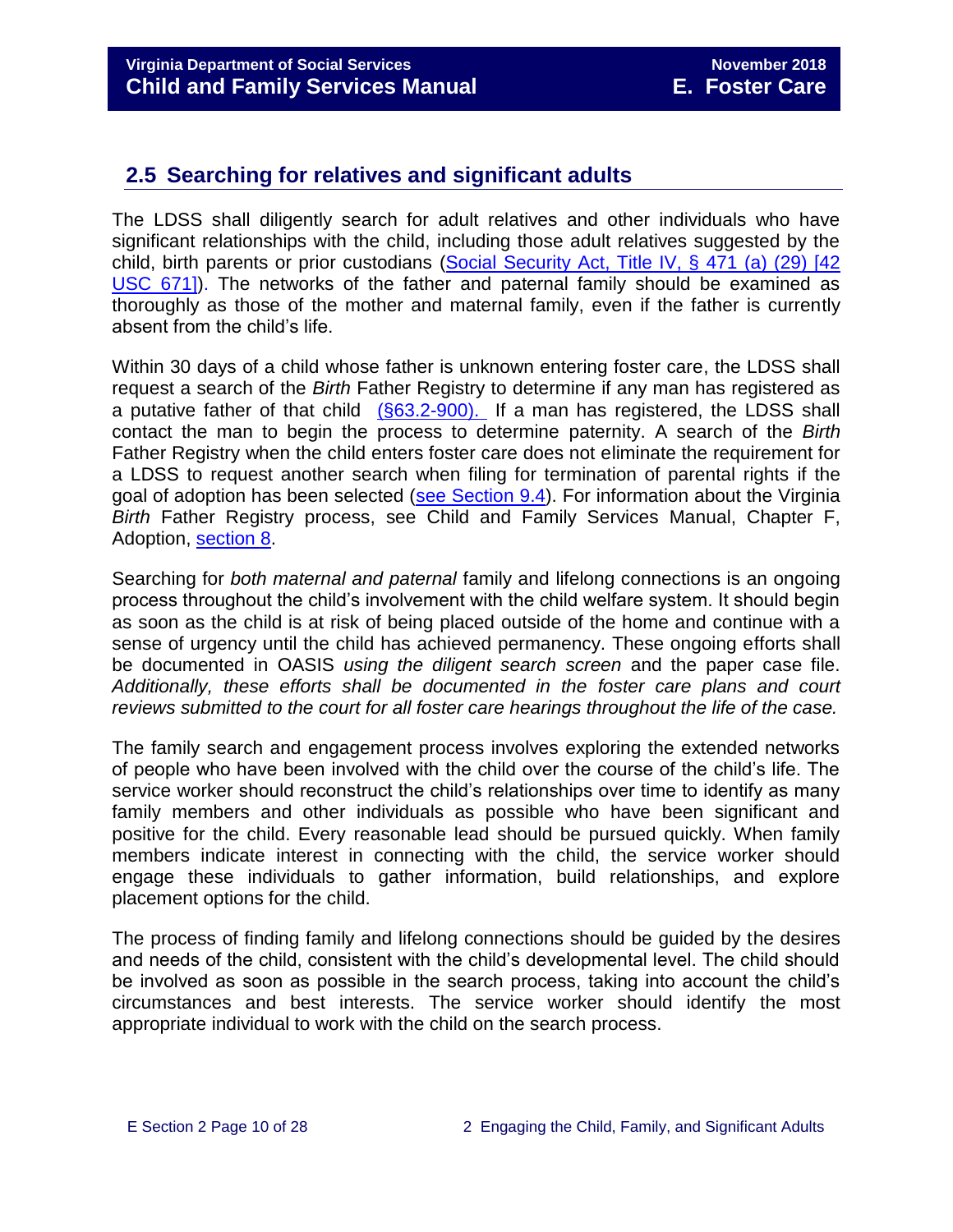## 2.5 Searching for relatives and significant adults

The LDSS shall diligently search for adult relatives and other individuals who have significant relationships with the child, including those adult relatives suggested by the child, birth parents or prior custodians (Social Security Act, Title IV, § 471 (a) (29) [42 USC 671]). The networks of the father and paternal family should be examined as thoroughly as those of the mother and maternal family, even if the father is currently absent from the child's life.

Within 30 days of a child whose father is unknown entering foster care, the LDSS shall request a search of the *Birth* Father Registry to determine if any man has registered as a putative father of that child (§63.2-900). If a man has registered, the LDSS shall contact the man to begin the process to determine paternity. A search of the *Birth* Father Registry when the child enters foster care does not eliminate the requirement for a LDSS to request another search when filing for termination of parental rights if the goal of adoption has been selected (see Section 9.4). For information about the Virginia *Birth* Father Registry process, see Child and Family Services Manual, Chapter F, Adoption, section 8.

Searching for *both maternal and paternal* family and lifelong connections is an ongoing process throughout the child's involvement with the child welfare system. It should begin as soon as the child is at risk of being placed outside of the home and continue with a sense of urgency until the child has achieved permanency. These ongoing efforts shall be documented in OASIS *using the diligent search screen* and the paper case file. *Additionally, these efforts shall be documented in the foster care plans and court reviews submitted to the court for all foster care hearings throughout the life of the case.*

The family search and engagement process involves exploring the extended networks of people who have been involved with the child over the course of the child's life. The service worker should reconstruct the child's relationships over time to identify as many family members and other individuals as possible who have been significant and positive for the child. Every reasonable lead should be pursued quickly. When family members indicate interest in connecting with the child, the service worker should engage these individuals to gather information, build relationships, and explore placement options for the child.

The process of finding family and lifelong connections should be guided by the desires and needs of the child, consistent with the child's developmental level. The child should be involved as soon as possible in the search process, taking into account the child's circumstances and best interests. The service worker should identify the most appropriate individual to work with the child on the search process.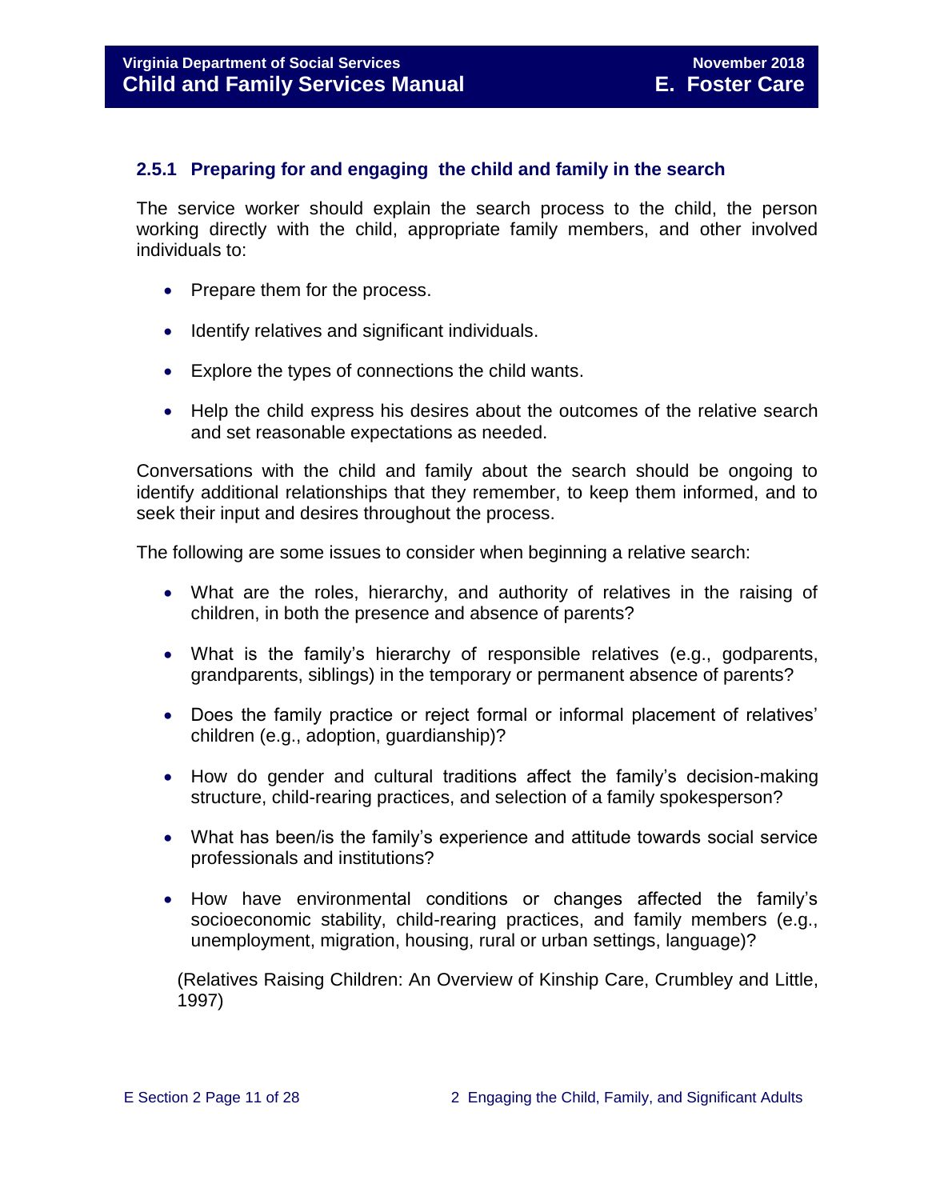### 2.5.1 Preparing for and engaging the child and family in the search

The service worker should explain the search process to the child, the person working directly with the child, appropriate family members, and other involved individuals to:

- Prepare them for the process.
- Identify relatives and significant individuals.
- Explore the types of connections the child wants.
- Help the child express his desires about the outcomes of the relative search and set reasonable expectations as needed.

Conversations with the child and family about the search should be ongoing to identify additional relationships that they remember, to keep them informed, and to seek their input and desires throughout the process.

The following are some issues to consider when beginning a relative search:

- What are the roles, hierarchy, and authority of relatives in the raising of children, in both the presence and absence of parents?
- What is the family's hierarchy of responsible relatives (e.g., godparents, grandparents, siblings) in the temporary or permanent absence of parents?
- Does the family practice or reject formal or informal placement of relatives' children (e.g., adoption, guardianship)?
- How do gender and cultural traditions affect the family's decision-making structure, child-rearing practices, and selection of a family spokesperson?
- What has been/is the family's experience and attitude towards social service professionals and institutions?
- How have environmental conditions or changes affected the family's socioeconomic stability, child-rearing practices, and family members (e.g., unemployment, migration, housing, rural or urban settings, language)?

(Relatives Raising Children: An Overview of Kinship Care, Crumbley and Little, 1997)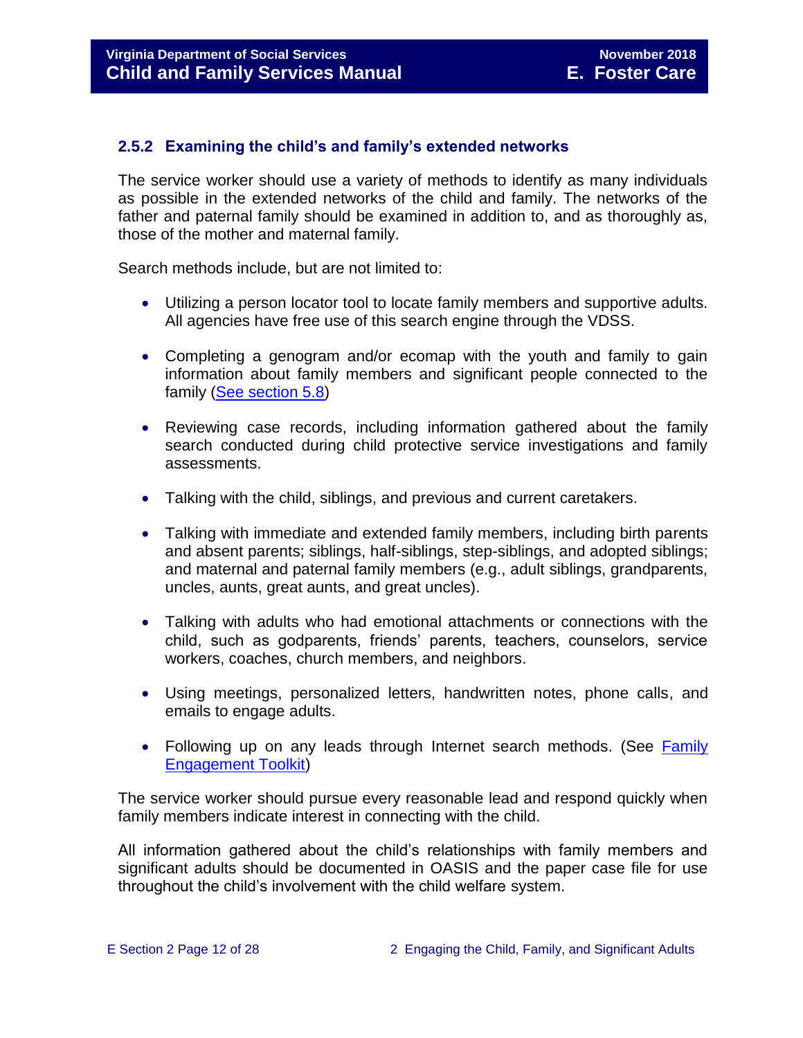### 2.5.2 Examining the child's and family's extended networks

The service worker should use a variety of methods to identify as many individuals as possible in the extended networks of the child and family. The networks of the father and paternal family should be examined in addition to, and as thoroughly as, those of the mother and maternal family.

Search methods include, but are not limited to:

- Utilizing a person locator tool to locate family members and supportive adults. All agencies have free use of this search engine through the VDSS.
- Completing a genogram and/or ecomap with the youth and family to gain information about family members and significant people connected to the family (See section 5.8)
- Reviewing case records, including information gathered about the family search conducted during child protective service investigations and family assessments.
- Talking with the child, siblings, and previous and current caretakers.
- Talking with immediate and extended family members, including birth parents and absent parents; siblings, half-siblings, step-siblings, and adopted siblings; and maternal and paternal family members (e.g., adult siblings, grandparents, uncles, aunts, great aunts, and great uncles).
- Talking with adults who had emotional attachments or connections with the child, such as godparents, friends' parents, teachers, counselors, service workers, coaches, church members, and neighbors.
- Using meetings, personalized letters, handwritten notes, phone calls, and emails to engage adults.
- Following up on any leads through Internet search methods. (See Family Engagement Toolkit)

The service worker should pursue every reasonable lead and respond quickly when family members indicate interest in connecting with the child.

All information gathered about the child's relationships with family members and significant adults should be documented in OASIS and the paper case file for use throughout the child's involvement with the child welfare system.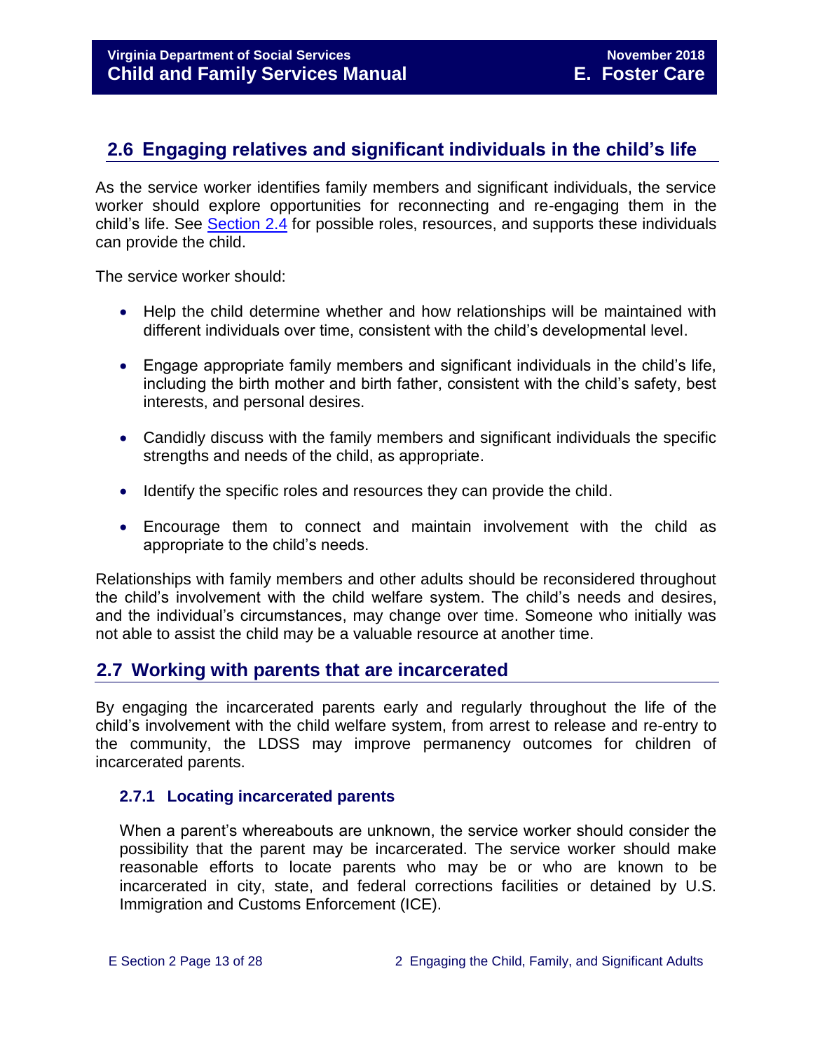## 2.6 Engaging relatives and significant individuals in the child's life

As the service worker identifies family members and significant individuals, the service worker should explore opportunities for reconnecting and re-engaging them in the child's life. See Section 2.4 for possible roles, resources, and supports these individuals can provide the child.

The service worker should:

- Help the child determine whether and how relationships will be maintained with different individuals over time, consistent with the child's developmental level.
- Engage appropriate family members and significant individuals in the child's life, including the birth mother and birth father, consistent with the child's safety, best interests, and personal desires.
- Candidly discuss with the family members and significant individuals the specific strengths and needs of the child, as appropriate.
- Identify the specific roles and resources they can provide the child.
- Encourage them to connect and maintain involvement with the child as appropriate to the child's needs.

Relationships with family members and other adults should be reconsidered throughout the child's involvement with the child welfare system. The child's needs and desires, and the individual's circumstances, may change over time. Someone who initially was not able to assist the child may be a valuable resource at another time.

## 2.7 Working with parents that are incarcerated

By engaging the incarcerated parents early and regularly throughout the life of the child's involvement with the child welfare system, from arrest to release and re-entry to the community, the LDSS may improve permanency outcomes for children of incarcerated parents.

### 2.7.1 Locating incarcerated parents

When a parent's whereabouts are unknown, the service worker should consider the possibility that the parent may be incarcerated. The service worker should make reasonable efforts to locate parents who may be or who are known to be incarcerated in city, state, and federal corrections facilities or detained by U.S. Immigration and Customs Enforcement (ICE).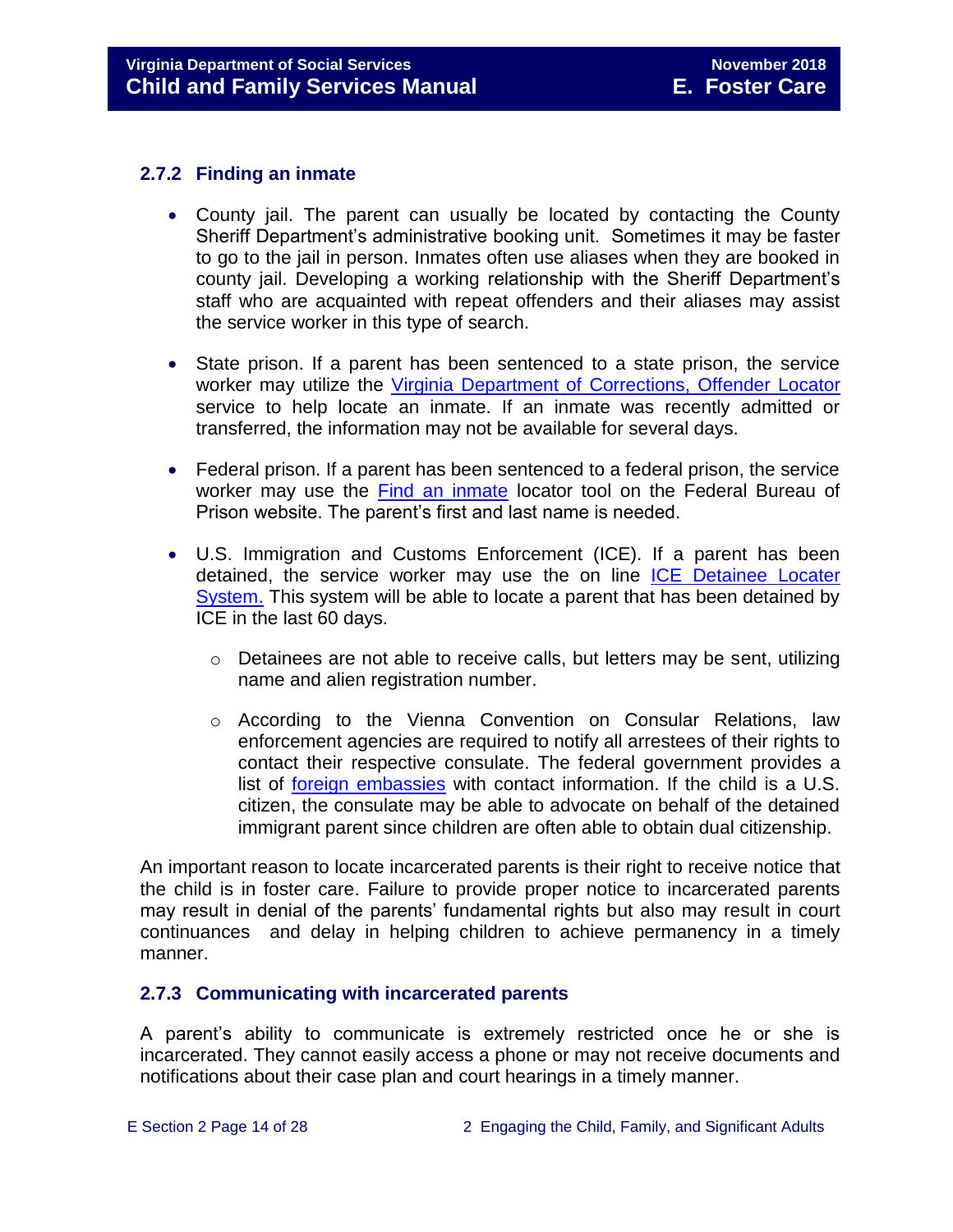### 2.7.2 Finding an inmate

- County jail. The parent can usually be located by contacting the County Sheriff Department's administrative booking unit. Sometimes it may be faster to go to the jail in person. Inmates often use aliases when they are booked in county jail. Developing a working relationship with the Sheriff Department's staff who are acquainted with repeat offenders and their aliases may assist the service worker in this type of search.

- State prison. If a parent has been sentenced to a state prison, the service worker may utilize the [Virginia Department of Corrections, Offender Locator]() service to help locate an inmate. If an inmate was recently admitted or transferred, the information may not be available for several days.

- Federal prison. If a parent has been sentenced to a federal prison, the service worker may use the [Find an inmate]() locator tool on the Federal Bureau of Prison website. The parent's first and last name is needed.

- U.S. Immigration and Customs Enforcement (ICE). If a parent has been detained, the service worker may use the on line [ICE Detainee Locater System.]() This system will be able to locate a parent that has been detained by ICE in the last 60 days.
  - Detainees are not able to receive calls, but letters may be sent, utilizing name and alien registration number.
  - According to the Vienna Convention on Consular Relations, law enforcement agencies are required to notify all arrestees of their rights to contact their respective consulate. The federal government provides a list of [foreign embassies]() with contact information. If the child is a U.S. citizen, the consulate may be able to advocate on behalf of the detained immigrant parent since children are often able to obtain dual citizenship.

An important reason to locate incarcerated parents is their right to receive notice that the child is in foster care. Failure to provide proper notice to incarcerated parents may result in denial of the parents' fundamental rights but also may result in court continuances and delay in helping children to achieve permanency in a timely manner.

### 2.7.3 Communicating with incarcerated parents

A parent's ability to communicate is extremely restricted once he or she is incarcerated. They cannot easily access a phone or may not receive documents and notifications about their case plan and court hearings in a timely manner.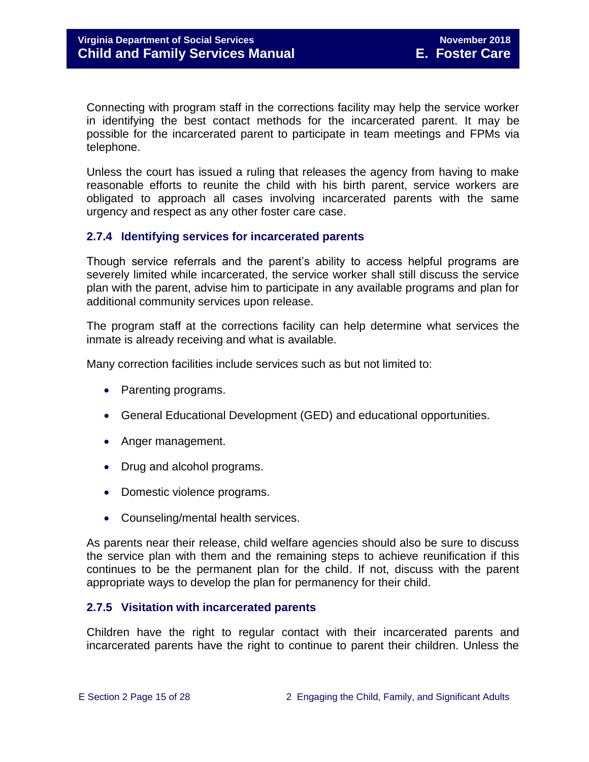Connecting with program staff in the corrections facility may help the service worker in identifying the best contact methods for the incarcerated parent. It may be possible for the incarcerated parent to participate in team meetings and FPMs via telephone.

Unless the court has issued a ruling that releases the agency from having to make reasonable efforts to reunite the child with his birth parent, service workers are obligated to approach all cases involving incarcerated parents with the same urgency and respect as any other foster care case.

### 2.7.4 Identifying services for incarcerated parents

Though service referrals and the parent's ability to access helpful programs are severely limited while incarcerated, the service worker shall still discuss the service plan with the parent, advise him to participate in any available programs and plan for additional community services upon release.

The program staff at the corrections facility can help determine what services the inmate is already receiving and what is available.

Many correction facilities include services such as but not limited to:

- Parenting programs.
- General Educational Development (GED) and educational opportunities.
- Anger management.
- Drug and alcohol programs.
- Domestic violence programs.
- Counseling/mental health services.

As parents near their release, child welfare agencies should also be sure to discuss the service plan with them and the remaining steps to achieve reunification if this continues to be the permanent plan for the child. If not, discuss with the parent appropriate ways to develop the plan for permanency for their child.

### 2.7.5 Visitation with incarcerated parents

Children have the right to regular contact with their incarcerated parents and incarcerated parents have the right to continue to parent their children. Unless the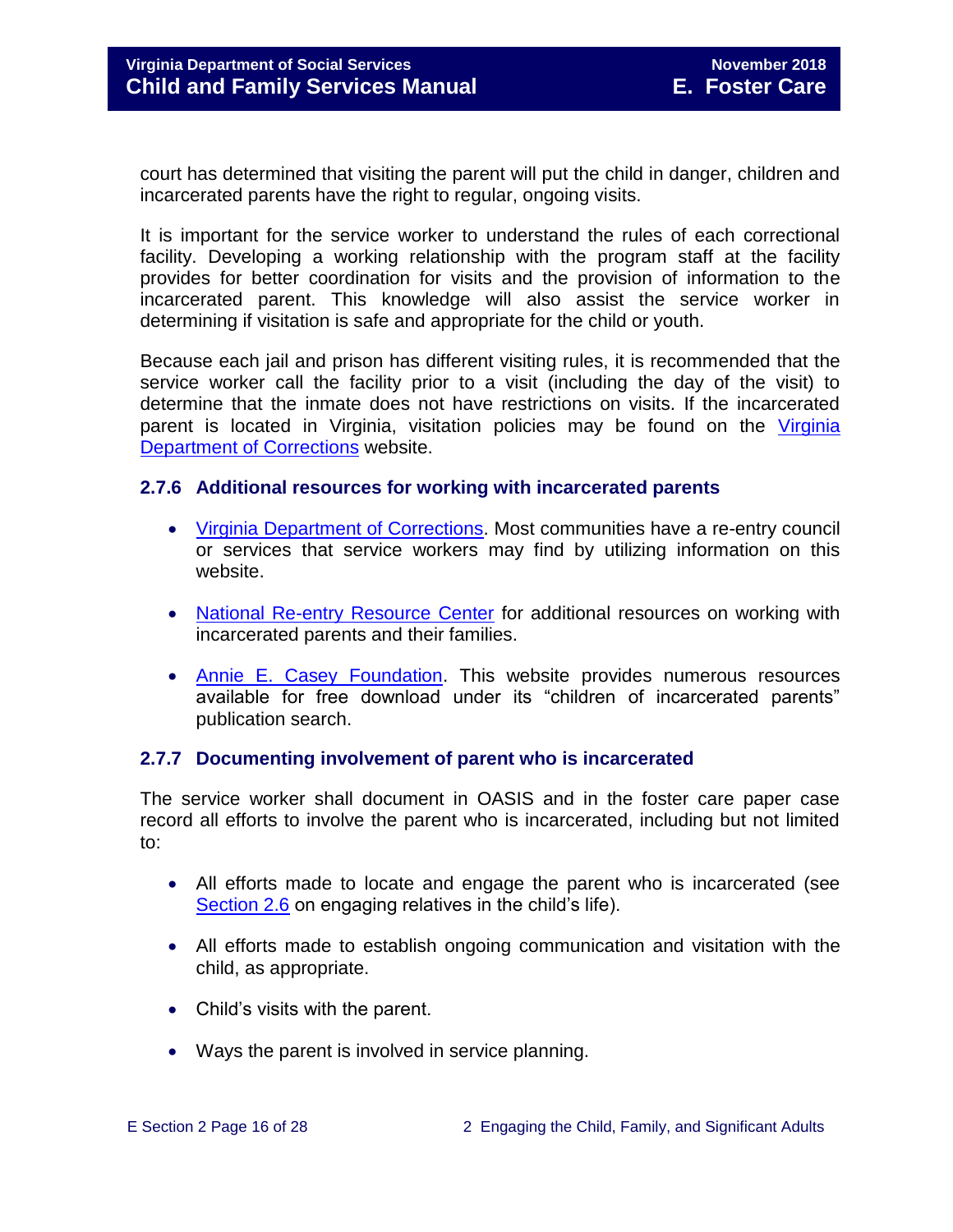court has determined that visiting the parent will put the child in danger, children and incarcerated parents have the right to regular, ongoing visits.

It is important for the service worker to understand the rules of each correctional facility. Developing a working relationship with the program staff at the facility provides for better coordination for visits and the provision of information to the incarcerated parent. This knowledge will also assist the service worker in determining if visitation is safe and appropriate for the child or youth.

Because each jail and prison has different visiting rules, it is recommended that the service worker call the facility prior to a visit (including the day of the visit) to determine that the inmate does not have restrictions on visits. If the incarcerated parent is located in Virginia, visitation policies may be found on the Virginia Department of Corrections website.

### 2.7.6 Additional resources for working with incarcerated parents

- Virginia Department of Corrections. Most communities have a re-entry council or services that service workers may find by utilizing information on this website.
- National Re-entry Resource Center for additional resources on working with incarcerated parents and their families.
- Annie E. Casey Foundation. This website provides numerous resources available for free download under its "children of incarcerated parents" publication search.

### 2.7.7 Documenting involvement of parent who is incarcerated

The service worker shall document in OASIS and in the foster care paper case record all efforts to involve the parent who is incarcerated, including but not limited to:

- All efforts made to locate and engage the parent who is incarcerated (see Section 2.6 on engaging relatives in the child's life).
- All efforts made to establish ongoing communication and visitation with the child, as appropriate.
- Child's visits with the parent.
- Ways the parent is involved in service planning.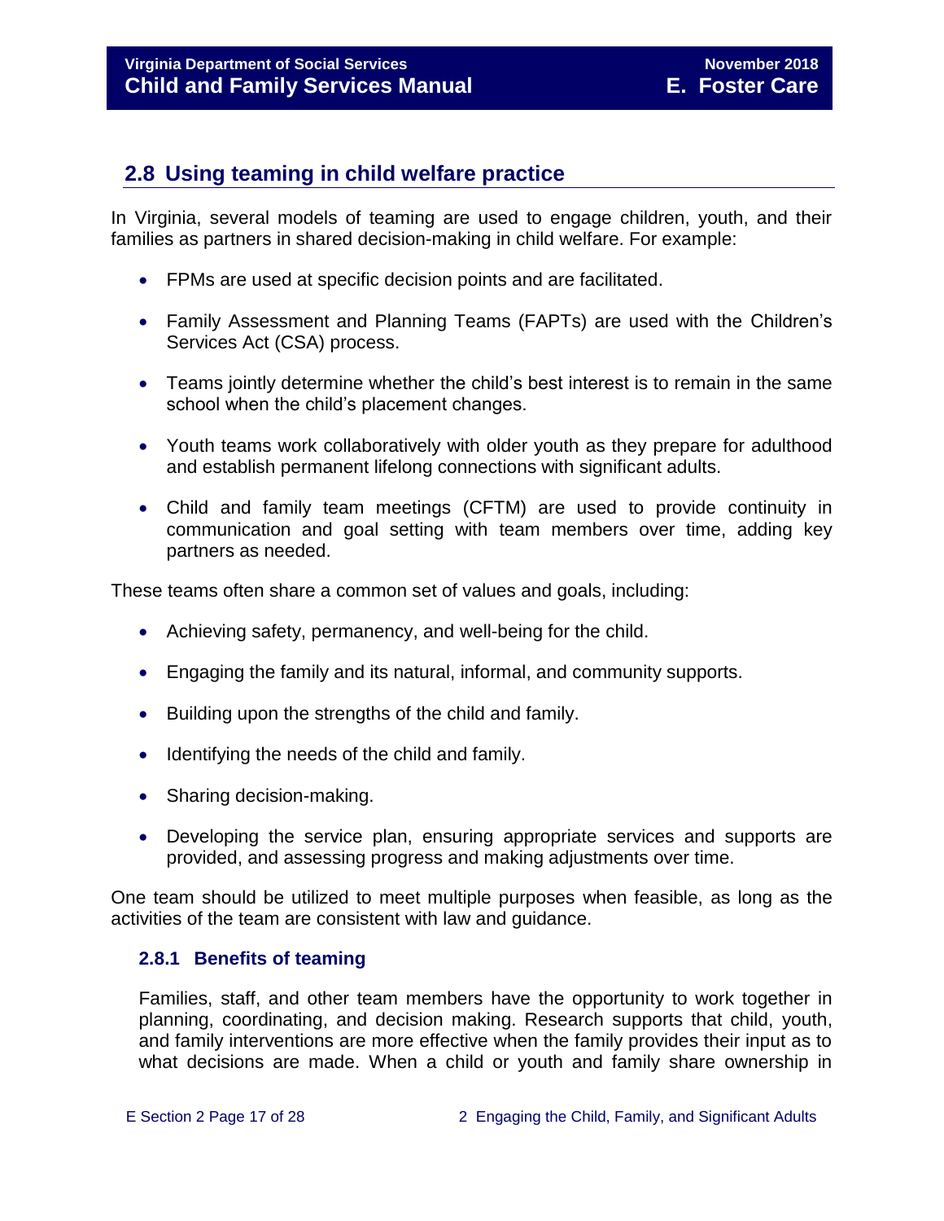## 2.8 Using teaming in child welfare practice

In Virginia, several models of teaming are used to engage children, youth, and their families as partners in shared decision-making in child welfare. For example:

- FPMs are used at specific decision points and are facilitated.
- Family Assessment and Planning Teams (FAPTs) are used with the Children's Services Act (CSA) process.
- Teams jointly determine whether the child's best interest is to remain in the same school when the child's placement changes.
- Youth teams work collaboratively with older youth as they prepare for adulthood and establish permanent lifelong connections with significant adults.
- Child and family team meetings (CFTM) are used to provide continuity in communication and goal setting with team members over time, adding key partners as needed.

These teams often share a common set of values and goals, including:

- Achieving safety, permanency, and well-being for the child.
- Engaging the family and its natural, informal, and community supports.
- Building upon the strengths of the child and family.
- Identifying the needs of the child and family.
- Sharing decision-making.
- Developing the service plan, ensuring appropriate services and supports are provided, and assessing progress and making adjustments over time.

One team should be utilized to meet multiple purposes when feasible, as long as the activities of the team are consistent with law and guidance.

### 2.8.1 Benefits of teaming

Families, staff, and other team members have the opportunity to work together in planning, coordinating, and decision making. Research supports that child, youth, and family interventions are more effective when the family provides their input as to what decisions are made. When a child or youth and family share ownership in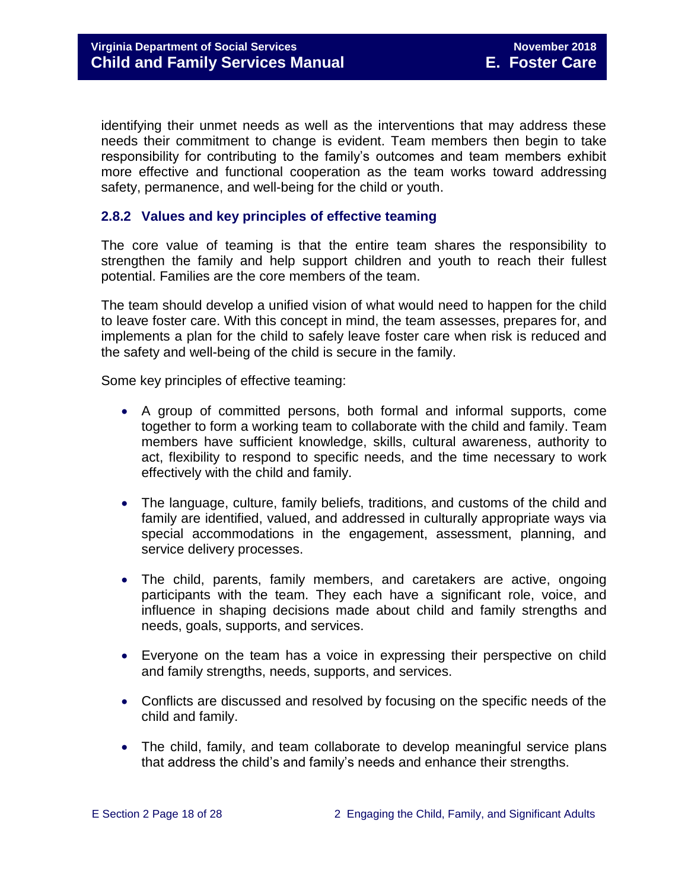identifying their unmet needs as well as the interventions that may address these needs their commitment to change is evident. Team members then begin to take responsibility for contributing to the family's outcomes and team members exhibit more effective and functional cooperation as the team works toward addressing safety, permanence, and well-being for the child or youth.

### 2.8.2 Values and key principles of effective teaming

The core value of teaming is that the entire team shares the responsibility to strengthen the family and help support children and youth to reach their fullest potential. Families are the core members of the team.

The team should develop a unified vision of what would need to happen for the child to leave foster care. With this concept in mind, the team assesses, prepares for, and implements a plan for the child to safely leave foster care when risk is reduced and the safety and well-being of the child is secure in the family.

Some key principles of effective teaming:

- A group of committed persons, both formal and informal supports, come together to form a working team to collaborate with the child and family. Team members have sufficient knowledge, skills, cultural awareness, authority to act, flexibility to respond to specific needs, and the time necessary to work effectively with the child and family.

- The language, culture, family beliefs, traditions, and customs of the child and family are identified, valued, and addressed in culturally appropriate ways via special accommodations in the engagement, assessment, planning, and service delivery processes.

- The child, parents, family members, and caretakers are active, ongoing participants with the team. They each have a significant role, voice, and influence in shaping decisions made about child and family strengths and needs, goals, supports, and services.

- Everyone on the team has a voice in expressing their perspective on child and family strengths, needs, supports, and services.

- Conflicts are discussed and resolved by focusing on the specific needs of the child and family.

- The child, family, and team collaborate to develop meaningful service plans that address the child's and family's needs and enhance their strengths.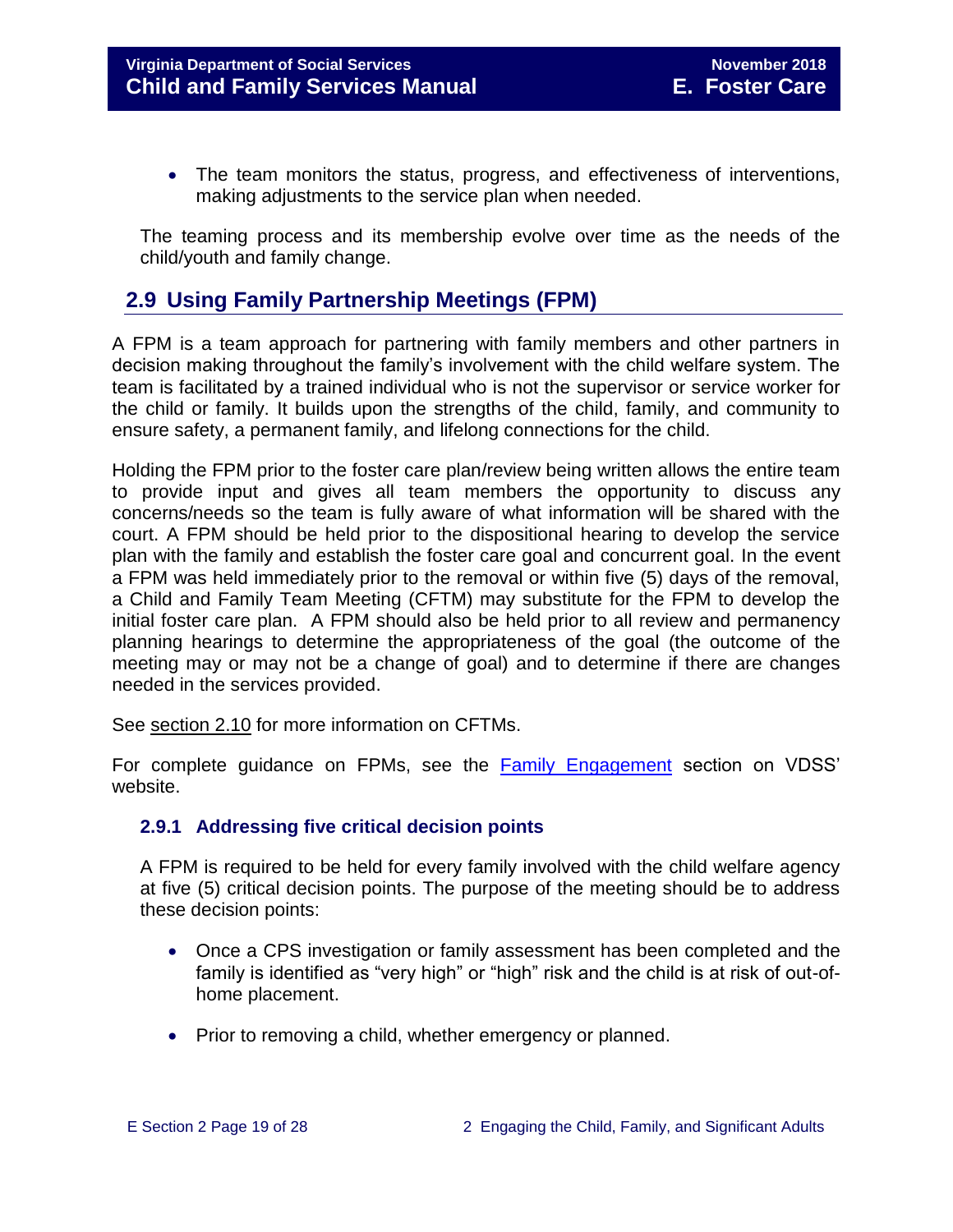- The team monitors the status, progress, and effectiveness of interventions, making adjustments to the service plan when needed.

The teaming process and its membership evolve over time as the needs of the child/youth and family change.

## 2.9 Using Family Partnership Meetings (FPM)

A FPM is a team approach for partnering with family members and other partners in decision making throughout the family's involvement with the child welfare system. The team is facilitated by a trained individual who is not the supervisor or service worker for the child or family. It builds upon the strengths of the child, family, and community to ensure safety, a permanent family, and lifelong connections for the child.

Holding the FPM prior to the foster care plan/review being written allows the entire team to provide input and gives all team members the opportunity to discuss any concerns/needs so the team is fully aware of what information will be shared with the court. A FPM should be held prior to the dispositional hearing to develop the service plan with the family and establish the foster care goal and concurrent goal. In the event a FPM was held immediately prior to the removal or within five (5) days of the removal, a Child and Family Team Meeting (CFTM) may substitute for the FPM to develop the initial foster care plan. A FPM should also be held prior to all review and permanency planning hearings to determine the appropriateness of the goal (the outcome of the meeting may or may not be a change of goal) and to determine if there are changes needed in the services provided.

See section 2.10 for more information on CFTMs.

For complete guidance on FPMs, see the Family Engagement section on VDSS' website.

### 2.9.1 Addressing five critical decision points

A FPM is required to be held for every family involved with the child welfare agency at five (5) critical decision points. The purpose of the meeting should be to address these decision points:

- Once a CPS investigation or family assessment has been completed and the family is identified as "very high" or "high" risk and the child is at risk of out-of-home placement.
- Prior to removing a child, whether emergency or planned.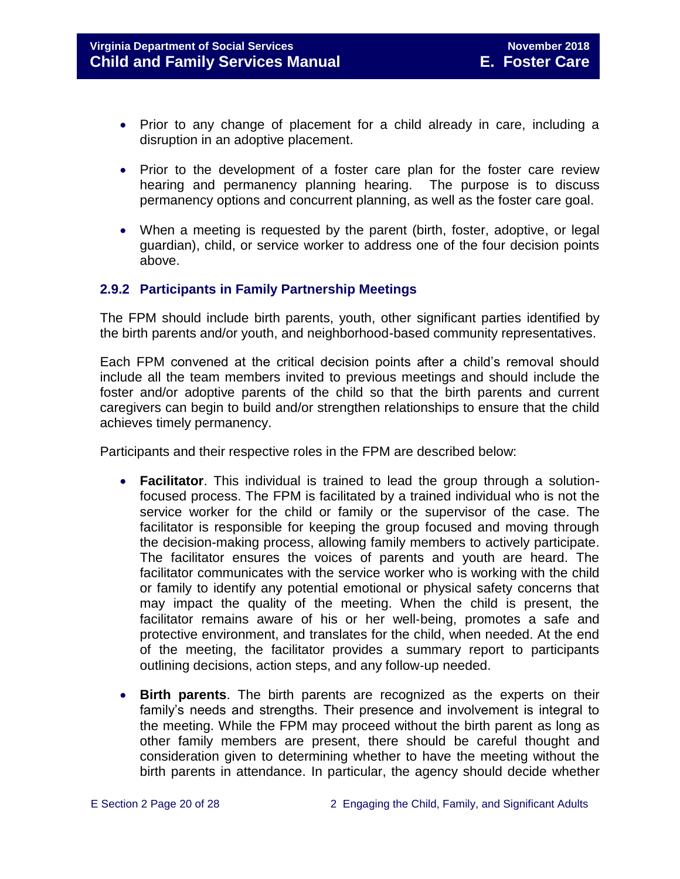- Prior to any change of placement for a child already in care, including a disruption in an adoptive placement.
- Prior to the development of a foster care plan for the foster care review hearing and permanency planning hearing. The purpose is to discuss permanency options and concurrent planning, as well as the foster care goal.
- When a meeting is requested by the parent (birth, foster, adoptive, or legal guardian), child, or service worker to address one of the four decision points above.

### 2.9.2 Participants in Family Partnership Meetings

The FPM should include birth parents, youth, other significant parties identified by the birth parents and/or youth, and neighborhood-based community representatives.

Each FPM convened at the critical decision points after a child's removal should include all the team members invited to previous meetings and should include the foster and/or adoptive parents of the child so that the birth parents and current caregivers can begin to build and/or strengthen relationships to ensure that the child achieves timely permanency.

Participants and their respective roles in the FPM are described below:

- **Facilitator**. This individual is trained to lead the group through a solution-focused process. The FPM is facilitated by a trained individual who is not the service worker for the child or family or the supervisor of the case. The facilitator is responsible for keeping the group focused and moving through the decision-making process, allowing family members to actively participate. The facilitator ensures the voices of parents and youth are heard. The facilitator communicates with the service worker who is working with the child or family to identify any potential emotional or physical safety concerns that may impact the quality of the meeting. When the child is present, the facilitator remains aware of his or her well-being, promotes a safe and protective environment, and translates for the child, when needed. At the end of the meeting, the facilitator provides a summary report to participants outlining decisions, action steps, and any follow-up needed.
- **Birth parents**. The birth parents are recognized as the experts on their family's needs and strengths. Their presence and involvement is integral to the meeting. While the FPM may proceed without the birth parent as long as other family members are present, there should be careful thought and consideration given to determining whether to have the meeting without the birth parents in attendance. In particular, the agency should decide whether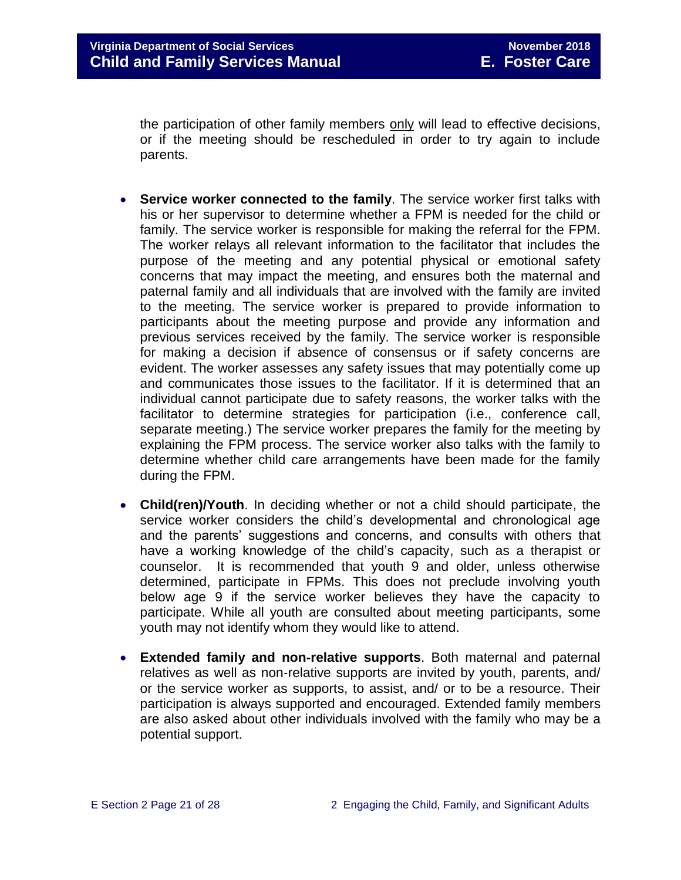the participation of other family members <u>only</u> will lead to effective decisions, or if the meeting should be rescheduled in order to try again to include parents.

- **Service worker connected to the family**. The service worker first talks with his or her supervisor to determine whether a FPM is needed for the child or family. The service worker is responsible for making the referral for the FPM. The worker relays all relevant information to the facilitator that includes the purpose of the meeting and any potential physical or emotional safety concerns that may impact the meeting, and ensures both the maternal and paternal family and all individuals that are involved with the family are invited to the meeting. The service worker is prepared to provide information to participants about the meeting purpose and provide any information and previous services received by the family. The service worker is responsible for making a decision if absence of consensus or if safety concerns are evident. The worker assesses any safety issues that may potentially come up and communicates those issues to the facilitator. If it is determined that an individual cannot participate due to safety reasons, the worker talks with the facilitator to determine strategies for participation (i.e., conference call, separate meeting.) The service worker prepares the family for the meeting by explaining the FPM process. The service worker also talks with the family to determine whether child care arrangements have been made for the family during the FPM.

- **Child(ren)/Youth**. In deciding whether or not a child should participate, the service worker considers the child's developmental and chronological age and the parents' suggestions and concerns, and consults with others that have a working knowledge of the child's capacity, such as a therapist or counselor. It is recommended that youth 9 and older, unless otherwise determined, participate in FPMs. This does not preclude involving youth below age 9 if the service worker believes they have the capacity to participate. While all youth are consulted about meeting participants, some youth may not identify whom they would like to attend.

- **Extended family and non-relative supports**. Both maternal and paternal relatives as well as non-relative supports are invited by youth, parents, and/ or the service worker as supports, to assist, and/ or to be a resource. Their participation is always supported and encouraged. Extended family members are also asked about other individuals involved with the family who may be a potential support.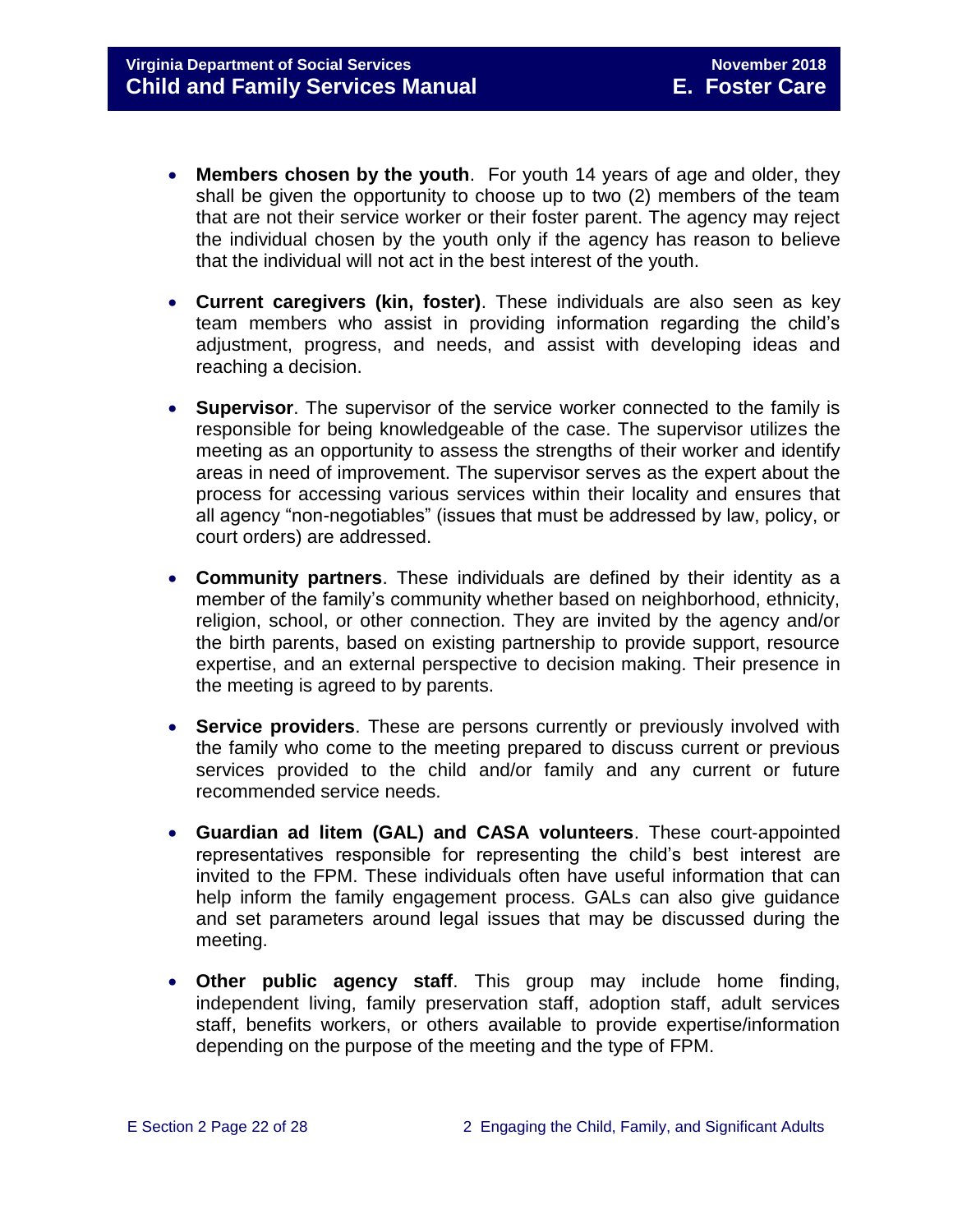- **Members chosen by the youth**. For youth 14 years of age and older, they shall be given the opportunity to choose up to two (2) members of the team that are not their service worker or their foster parent. The agency may reject the individual chosen by the youth only if the agency has reason to believe that the individual will not act in the best interest of the youth.

- **Current caregivers (kin, foster)**. These individuals are also seen as key team members who assist in providing information regarding the child's adjustment, progress, and needs, and assist with developing ideas and reaching a decision.

- **Supervisor**. The supervisor of the service worker connected to the family is responsible for being knowledgeable of the case. The supervisor utilizes the meeting as an opportunity to assess the strengths of their worker and identify areas in need of improvement. The supervisor serves as the expert about the process for accessing various services within their locality and ensures that all agency "non-negotiables" (issues that must be addressed by law, policy, or court orders) are addressed.

- **Community partners**. These individuals are defined by their identity as a member of the family's community whether based on neighborhood, ethnicity, religion, school, or other connection. They are invited by the agency and/or the birth parents, based on existing partnership to provide support, resource expertise, and an external perspective to decision making. Their presence in the meeting is agreed to by parents.

- **Service providers**. These are persons currently or previously involved with the family who come to the meeting prepared to discuss current or previous services provided to the child and/or family and any current or future recommended service needs.

- **Guardian ad litem (GAL) and CASA volunteers**. These court-appointed representatives responsible for representing the child's best interest are invited to the FPM. These individuals often have useful information that can help inform the family engagement process. GALs can also give guidance and set parameters around legal issues that may be discussed during the meeting.

- **Other public agency staff**. This group may include home finding, independent living, family preservation staff, adoption staff, adult services staff, benefits workers, or others available to provide expertise/information depending on the purpose of the meeting and the type of FPM.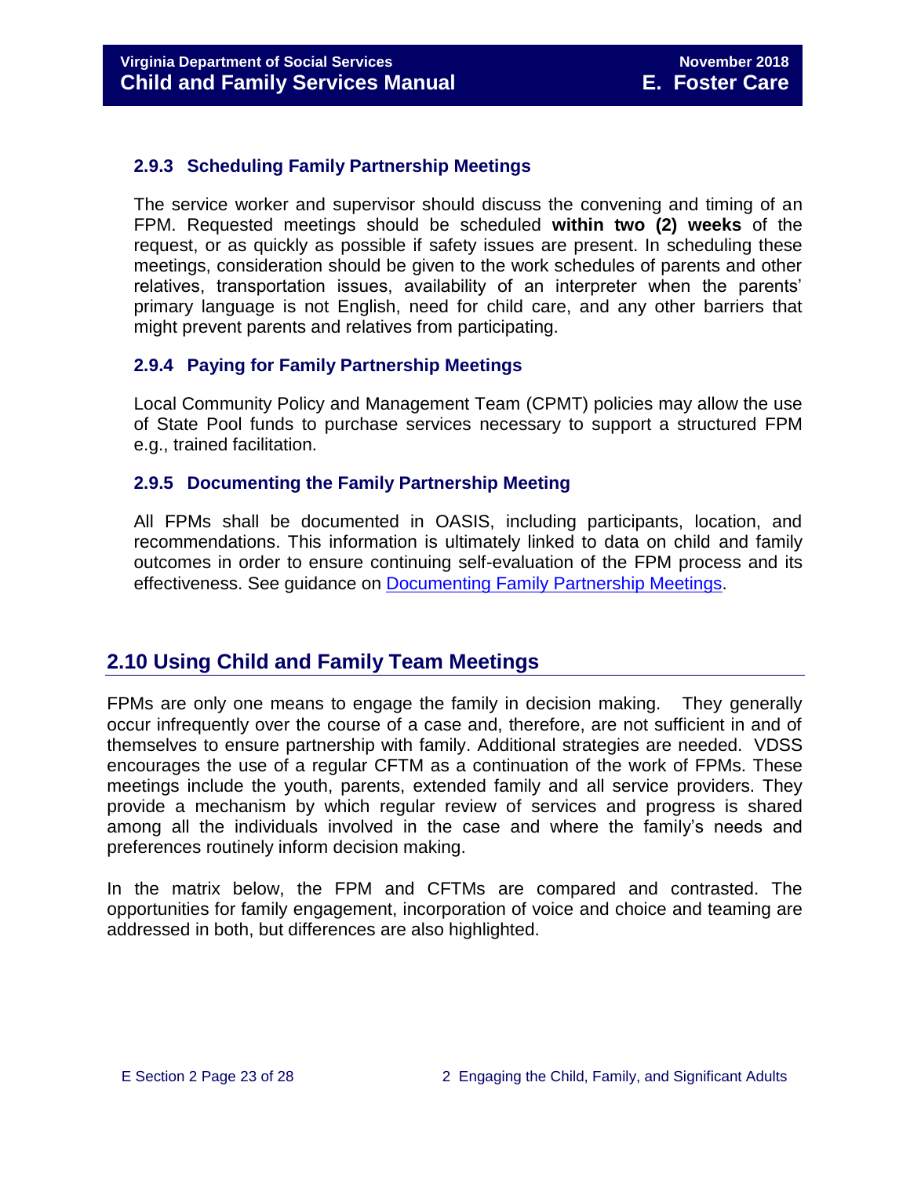### 2.9.3 Scheduling Family Partnership Meetings

The service worker and supervisor should discuss the convening and timing of an FPM. Requested meetings should be scheduled **within two (2) weeks** of the request, or as quickly as possible if safety issues are present. In scheduling these meetings, consideration should be given to the work schedules of parents and other relatives, transportation issues, availability of an interpreter when the parents' primary language is not English, need for child care, and any other barriers that might prevent parents and relatives from participating.

### 2.9.4 Paying for Family Partnership Meetings

Local Community Policy and Management Team (CPMT) policies may allow the use of State Pool funds to purchase services necessary to support a structured FPM e.g., trained facilitation.

### 2.9.5 Documenting the Family Partnership Meeting

All FPMs shall be documented in OASIS, including participants, location, and recommendations. This information is ultimately linked to data on child and family outcomes in order to ensure continuing self-evaluation of the FPM process and its effectiveness. See guidance on Documenting Family Partnership Meetings.

## 2.10 Using Child and Family Team Meetings

FPMs are only one means to engage the family in decision making. They generally occur infrequently over the course of a case and, therefore, are not sufficient in and of themselves to ensure partnership with family. Additional strategies are needed. VDSS encourages the use of a regular CFTM as a continuation of the work of FPMs. These meetings include the youth, parents, extended family and all service providers. They provide a mechanism by which regular review of services and progress is shared among all the individuals involved in the case and where the family's needs and preferences routinely inform decision making.

In the matrix below, the FPM and CFTMs are compared and contrasted. The opportunities for family engagement, incorporation of voice and choice and teaming are addressed in both, but differences are also highlighted.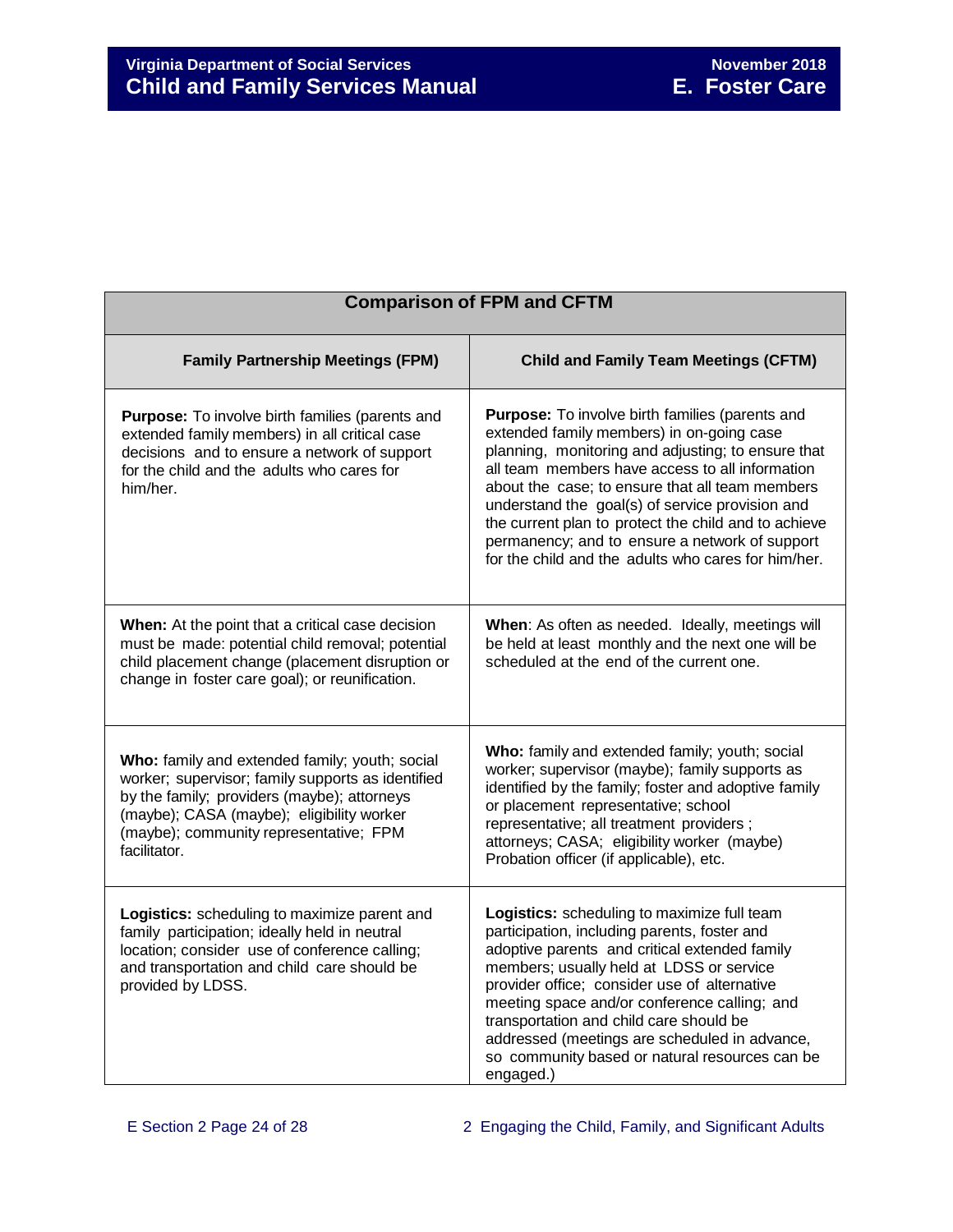| Comparison of FPM and CFTM | |
|---|---|
| **Family Partnership Meetings (FPM)** | **Child and Family Team Meetings (CFTM)** |
| **Purpose:** To involve birth families (parents and extended family members) in all critical case decisions and to ensure a network of support for the child and the adults who cares for him/her. | **Purpose:** To involve birth families (parents and extended family members) in on-going case planning, monitoring and adjusting; to ensure that all team members have access to all information about the case; to ensure that all team members understand the goal(s) of service provision and the current plan to protect the child and to achieve permanency; and to ensure a network of support for the child and the adults who cares for him/her. |
| **When:** At the point that a critical case decision must be made: potential child removal; potential child placement change (placement disruption or change in foster care goal); or reunification. | **When**: As often as needed. Ideally, meetings will be held at least monthly and the next one will be scheduled at the end of the current one. |
| **Who:** family and extended family; youth; social worker; supervisor; family supports as identified by the family; providers (maybe); attorneys (maybe); CASA (maybe); eligibility worker (maybe); community representative; FPM facilitator. | **Who:** family and extended family; youth; social worker; supervisor (maybe); family supports as identified by the family; foster and adoptive family or placement representative; school representative; all treatment providers ; attorneys; CASA; eligibility worker (maybe) Probation officer (if applicable), etc. |
| **Logistics:** scheduling to maximize parent and family participation; ideally held in neutral location; consider use of conference calling; and transportation and child care should be provided by LDSS. | **Logistics:** scheduling to maximize full team participation, including parents, foster and adoptive parents and critical extended family members; usually held at LDSS or service provider office; consider use of alternative meeting space and/or conference calling; and transportation and child care should be addressed (meetings are scheduled in advance, so community based or natural resources can be engaged.) |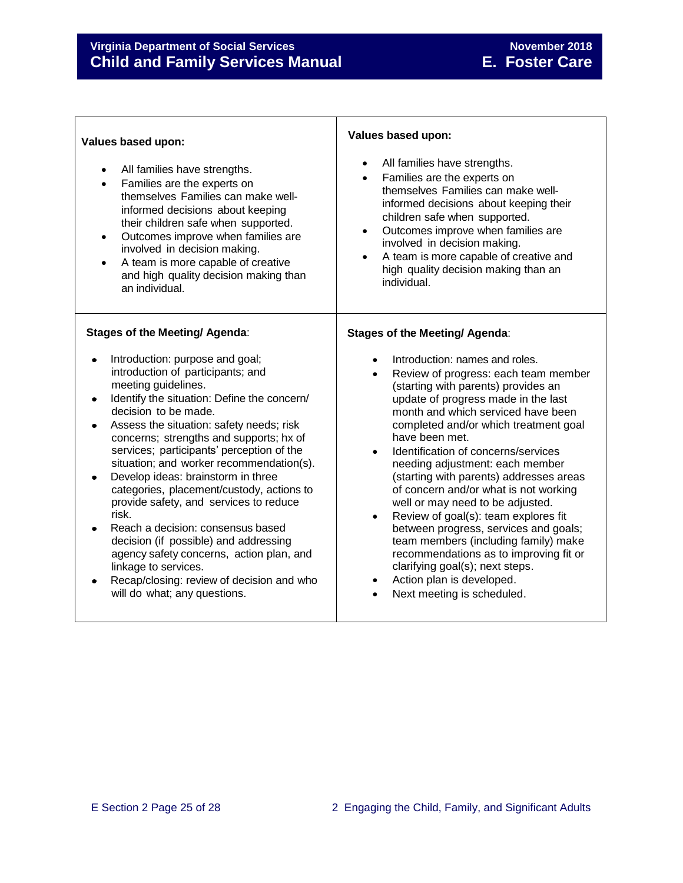| **Values based upon:**<br><br>• All families have strengths.<br>• Families are the experts on themselves Families can make well-informed decisions about keeping their children safe when supported.<br>• Outcomes improve when families are involved in decision making.<br>• A team is more capable of creative and high quality decision making than an individual. | **Values based upon:**<br><br>• All families have strengths.<br>• Families are the experts on themselves Families can make well-informed decisions about keeping their children safe when supported.<br>• Outcomes improve when families are involved in decision making.<br>• A team is more capable of creative and high quality decision making than an individual. |
|---|---|
| **Stages of the Meeting/ Agenda**:<br><br>• Introduction: purpose and goal; introduction of participants; and meeting guidelines.<br>• Identify the situation: Define the concern/ decision to be made.<br>• Assess the situation: safety needs; risk concerns; strengths and supports; hx of services; participants' perception of the situation; and worker recommendation(s).<br>• Develop ideas: brainstorm in three categories, placement/custody, actions to provide safety, and services to reduce risk.<br>• Reach a decision: consensus based decision (if possible) and addressing agency safety concerns, action plan, and linkage to services.<br>• Recap/closing: review of decision and who will do what; any questions. | **Stages of the Meeting/ Agenda**:<br><br>• Introduction: names and roles.<br>• Review of progress: each team member (starting with parents) provides an update of progress made in the last month and which serviced have been completed and/or which treatment goal have been met.<br>• Identification of concerns/services needing adjustment: each member (starting with parents) addresses areas of concern and/or what is not working well or may need to be adjusted.<br>• Review of goal(s): team explores fit between progress, services and goals; team members (including family) make recommendations as to improving fit or clarifying goal(s); next steps.<br>• Action plan is developed.<br>• Next meeting is scheduled. |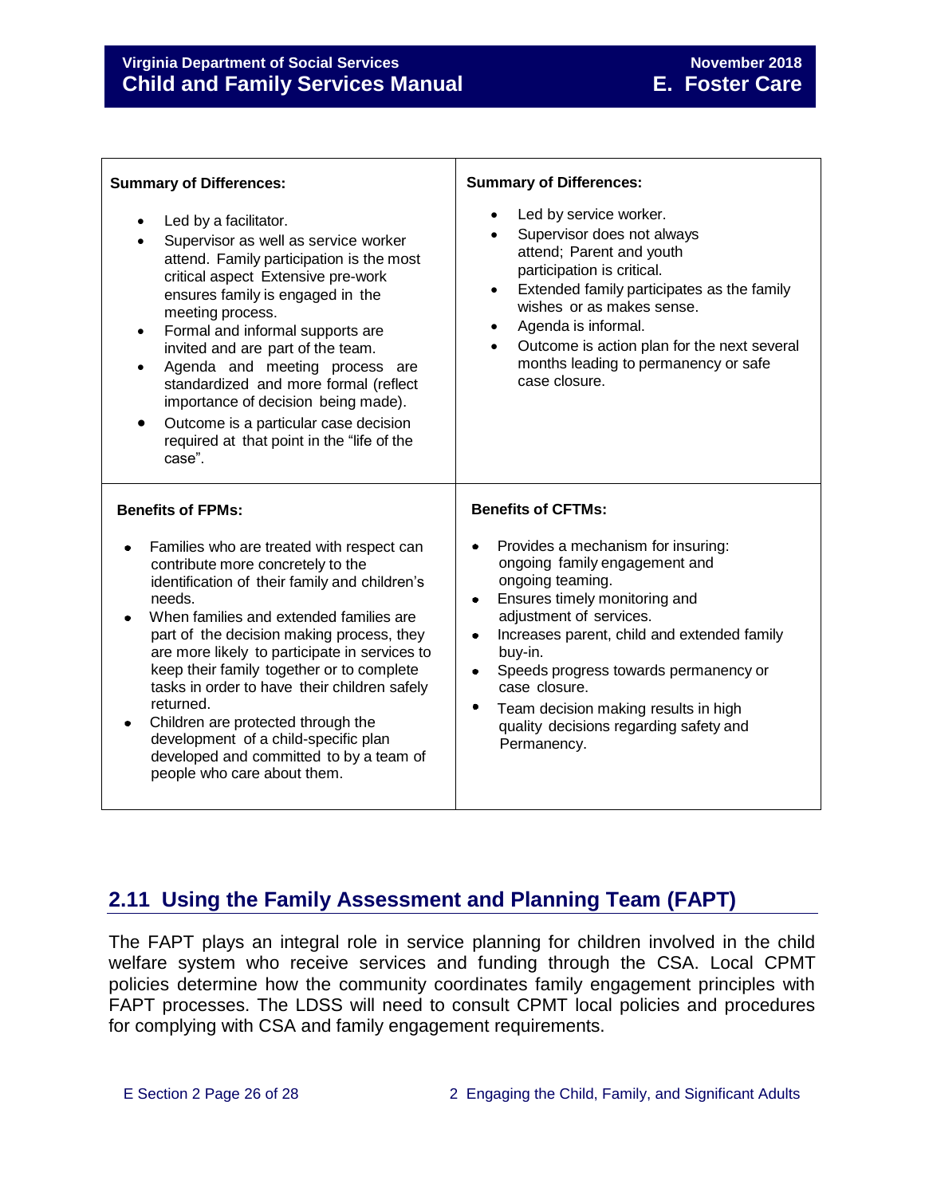| **Summary of Differences:**<br><br>• Led by a facilitator.<br>• Supervisor as well as service worker attend. Family participation is the most critical aspect Extensive pre-work ensures family is engaged in the meeting process.<br>• Formal and informal supports are invited and are part of the team.<br>• Agenda and meeting process are standardized and more formal (reflect importance of decision being made).<br>• Outcome is a particular case decision required at that point in the "life of the case". | **Summary of Differences:**<br><br>• Led by service worker.<br>• Supervisor does not always attend; Parent and youth participation is critical.<br>• Extended family participates as the family wishes or as makes sense.<br>• Agenda is informal.<br>• Outcome is action plan for the next several months leading to permanency or safe case closure. |
|---|---|
| **Benefits of FPMs:**<br><br>• Families who are treated with respect can contribute more concretely to the identification of their family and children's needs.<br>• When families and extended families are part of the decision making process, they are more likely to participate in services to keep their family together or to complete tasks in order to have their children safely returned.<br>• Children are protected through the development of a child-specific plan developed and committed to by a team of people who care about them. | **Benefits of CFTMs:**<br><br>• Provides a mechanism for insuring: ongoing family engagement and ongoing teaming.<br>• Ensures timely monitoring and adjustment of services.<br>• Increases parent, child and extended family buy-in.<br>• Speeds progress towards permanency or case closure.<br>• Team decision making results in high quality decisions regarding safety and Permanency. |

## 2.11 Using the Family Assessment and Planning Team (FAPT)

The FAPT plays an integral role in service planning for children involved in the child welfare system who receive services and funding through the CSA. Local CPMT policies determine how the community coordinates family engagement principles with FAPT processes. The LDSS will need to consult CPMT local policies and procedures for complying with CSA and family engagement requirements.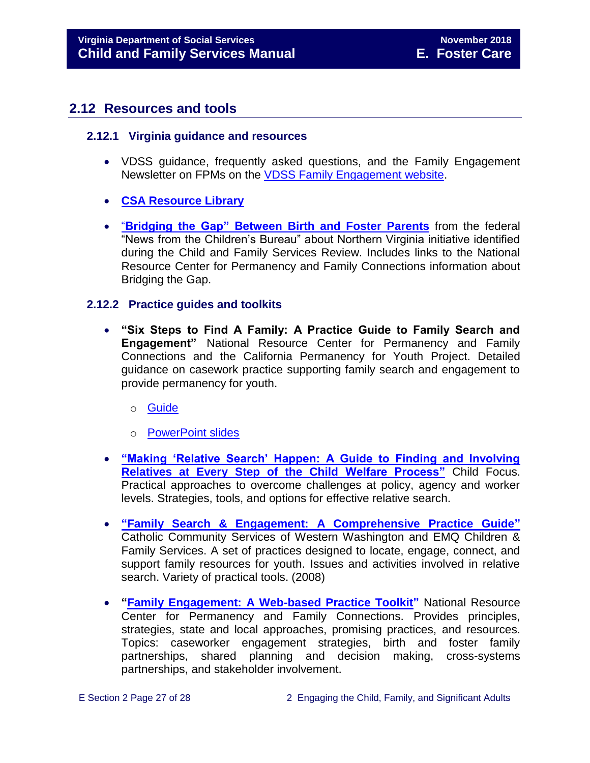## 2.12 Resources and tools

### 2.12.1 Virginia guidance and resources

- VDSS guidance, frequently asked questions, and the Family Engagement Newsletter on FPMs on the VDSS Family Engagement website.
- **CSA Resource Library**
- "**Bridging the Gap" Between Birth and Foster Parents** from the federal "News from the Children's Bureau" about Northern Virginia initiative identified during the Child and Family Services Review. Includes links to the National Resource Center for Permanency and Family Connections information about Bridging the Gap.

### 2.12.2 Practice guides and toolkits

- **"Six Steps to Find A Family: A Practice Guide to Family Search and Engagement"** National Resource Center for Permanency and Family Connections and the California Permanency for Youth Project. Detailed guidance on casework practice supporting family search and engagement to provide permanency for youth.
  - Guide
  - PowerPoint slides
- **"Making 'Relative Search' Happen: A Guide to Finding and Involving Relatives at Every Step of the Child Welfare Process"** Child Focus. Practical approaches to overcome challenges at policy, agency and worker levels. Strategies, tools, and options for effective relative search.
- **"Family Search & Engagement: A Comprehensive Practice Guide"** Catholic Community Services of Western Washington and EMQ Children & Family Services. A set of practices designed to locate, engage, connect, and support family resources for youth. Issues and activities involved in relative search. Variety of practical tools. (2008)
- **"Family Engagement: A Web-based Practice Toolkit"** National Resource Center for Permanency and Family Connections. Provides principles, strategies, state and local approaches, promising practices, and resources. Topics: caseworker engagement strategies, birth and foster family partnerships, shared planning and decision making, cross-systems partnerships, and stakeholder involvement.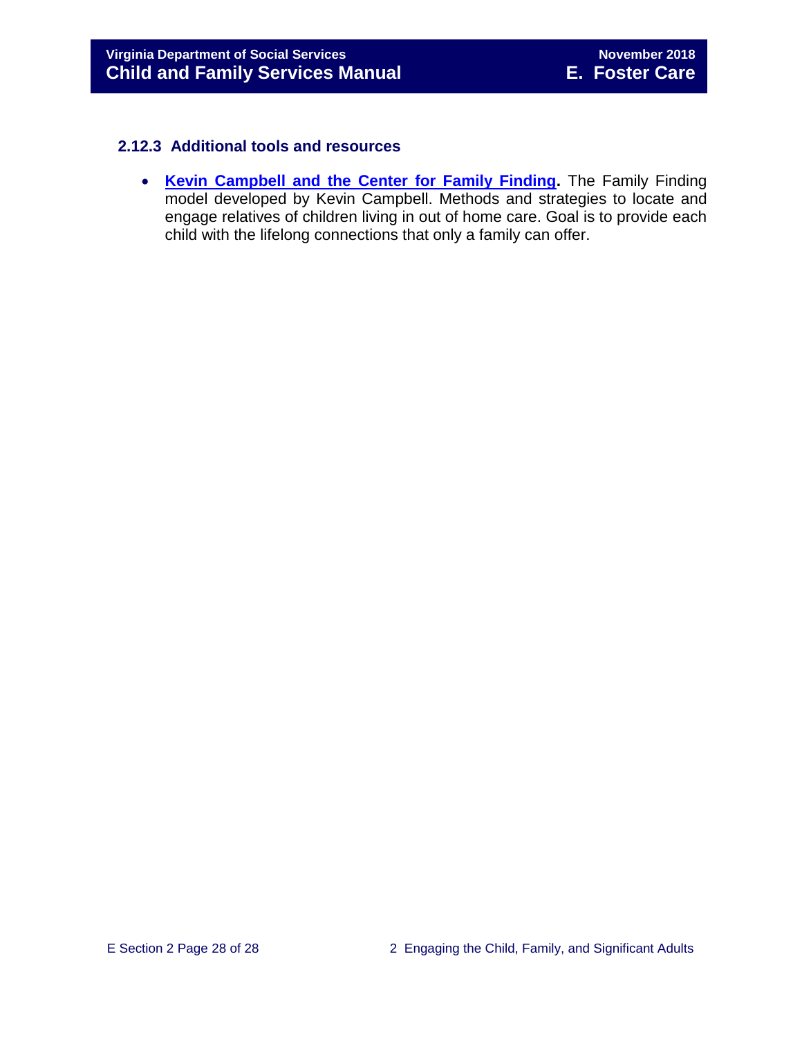### 2.12.3 Additional tools and resources

- **Kevin Campbell and the Center for Family Finding.** The Family Finding model developed by Kevin Campbell. Methods and strategies to locate and engage relatives of children living in out of home care. Goal is to provide each child with the lifelong connections that only a family can offer.